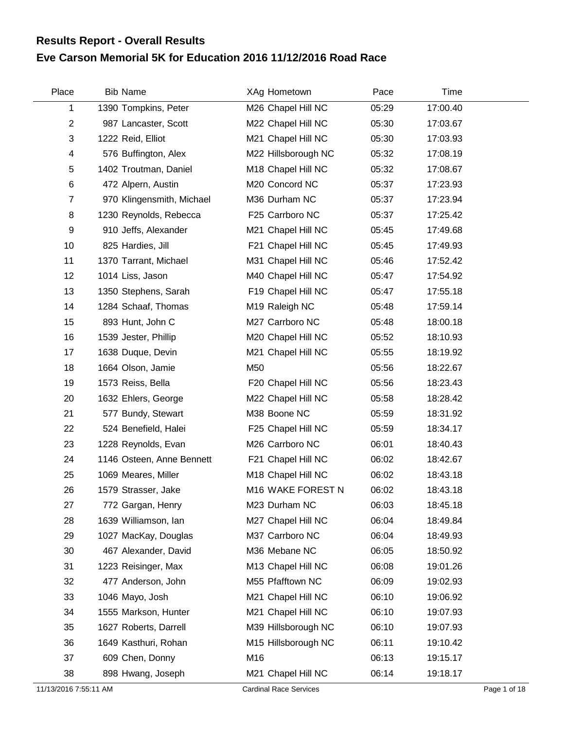# Results Report - Overall Results

## Eve Carson Memorial 5K for Education 2016 11/12/2016 Road Race

| Place | Bib | Name | XAg | Hometown | Pace | Time |
|---|---|---|---|---|---|---|
| 1 | 1390 | Tompkins, Peter | M26 | Chapel Hill NC | 05:29 | 17:00.40 |
| 2 | 987 | Lancaster, Scott | M22 | Chapel Hill NC | 05:30 | 17:03.67 |
| 3 | 1222 | Reid, Elliot | M21 | Chapel Hill NC | 05:30 | 17:03.93 |
| 4 | 576 | Buffington, Alex | M22 | Hillsborough NC | 05:32 | 17:08.19 |
| 5 | 1402 | Troutman, Daniel | M18 | Chapel Hill NC | 05:32 | 17:08.67 |
| 6 | 472 | Alpern, Austin | M20 | Concord NC | 05:37 | 17:23.93 |
| 7 | 970 | Klingensmith, Michael | M36 | Durham NC | 05:37 | 17:23.94 |
| 8 | 1230 | Reynolds, Rebecca | F25 | Carrboro NC | 05:37 | 17:25.42 |
| 9 | 910 | Jeffs, Alexander | M21 | Chapel Hill NC | 05:45 | 17:49.68 |
| 10 | 825 | Hardies, Jill | F21 | Chapel Hill NC | 05:45 | 17:49.93 |
| 11 | 1370 | Tarrant, Michael | M31 | Chapel Hill NC | 05:46 | 17:52.42 |
| 12 | 1014 | Liss, Jason | M40 | Chapel Hill NC | 05:47 | 17:54.92 |
| 13 | 1350 | Stephens, Sarah | F19 | Chapel Hill NC | 05:47 | 17:55.18 |
| 14 | 1284 | Schaaf, Thomas | M19 | Raleigh NC | 05:48 | 17:59.14 |
| 15 | 893 | Hunt, John C | M27 | Carrboro NC | 05:48 | 18:00.18 |
| 16 | 1539 | Jester, Phillip | M20 | Chapel Hill NC | 05:52 | 18:10.93 |
| 17 | 1638 | Duque, Devin | M21 | Chapel Hill NC | 05:55 | 18:19.92 |
| 18 | 1664 | Olson, Jamie | M50 | | 05:56 | 18:22.67 |
| 19 | 1573 | Reiss, Bella | F20 | Chapel Hill NC | 05:56 | 18:23.43 |
| 20 | 1632 | Ehlers, George | M22 | Chapel Hill NC | 05:58 | 18:28.42 |
| 21 | 577 | Bundy, Stewart | M38 | Boone NC | 05:59 | 18:31.92 |
| 22 | 524 | Benefield, Halei | F25 | Chapel Hill NC | 05:59 | 18:34.17 |
| 23 | 1228 | Reynolds, Evan | M26 | Carrboro NC | 06:01 | 18:40.43 |
| 24 | 1146 | Osteen, Anne Bennett | F21 | Chapel Hill NC | 06:02 | 18:42.67 |
| 25 | 1069 | Meares, Miller | M18 | Chapel Hill NC | 06:02 | 18:43.18 |
| 26 | 1579 | Strasser, Jake | M16 | WAKE FOREST N | 06:02 | 18:43.18 |
| 27 | 772 | Gargan, Henry | M23 | Durham NC | 06:03 | 18:45.18 |
| 28 | 1639 | Williamson, Ian | M27 | Chapel Hill NC | 06:04 | 18:49.84 |
| 29 | 1027 | MacKay, Douglas | M37 | Carrboro NC | 06:04 | 18:49.93 |
| 30 | 467 | Alexander, David | M36 | Mebane NC | 06:05 | 18:50.92 |
| 31 | 1223 | Reisinger, Max | M13 | Chapel Hill NC | 06:08 | 19:01.26 |
| 32 | 477 | Anderson, John | M55 | Pfafftown NC | 06:09 | 19:02.93 |
| 33 | 1046 | Mayo, Josh | M21 | Chapel Hill NC | 06:10 | 19:06.92 |
| 34 | 1555 | Markson, Hunter | M21 | Chapel Hill NC | 06:10 | 19:07.93 |
| 35 | 1627 | Roberts, Darrell | M39 | Hillsborough NC | 06:10 | 19:07.93 |
| 36 | 1649 | Kasthuri, Rohan | M15 | Hillsborough NC | 06:11 | 19:10.42 |
| 37 | 609 | Chen, Donny | M16 | | 06:13 | 19:15.17 |
| 38 | 898 | Hwang, Joseph | M21 | Chapel Hill NC | 06:14 | 19:18.17 |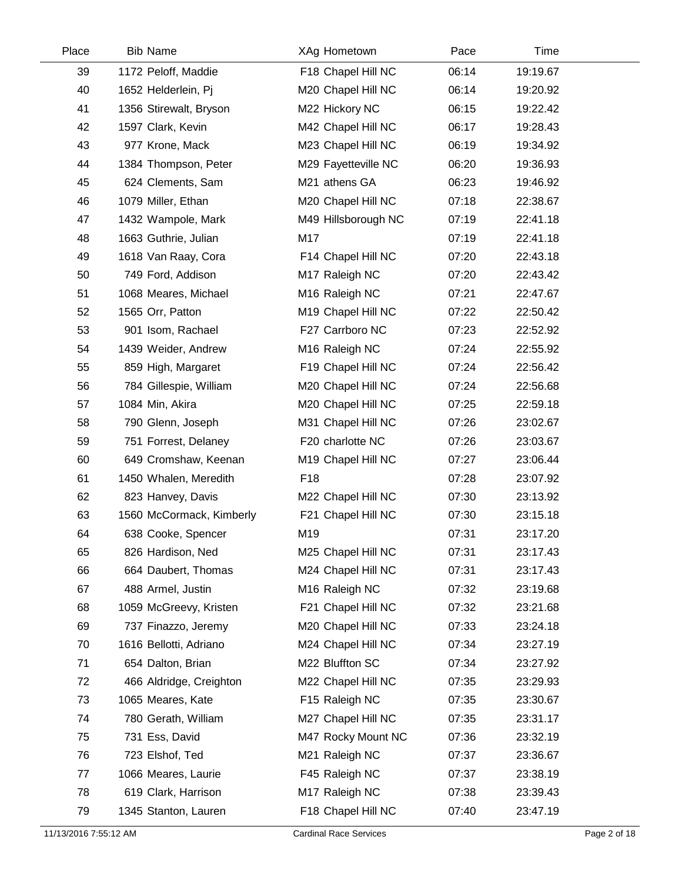| Place | Bib | Name | XAg | Hometown | Pace | Time |
|---|---|---|---|---|---|---|
| 39 | 1172 | Peloff, Maddie | F18 | Chapel Hill NC | 06:14 | 19:19.67 |
| 40 | 1652 | Helderlein, Pj | M20 | Chapel Hill NC | 06:14 | 19:20.92 |
| 41 | 1356 | Stirewalt, Bryson | M22 | Hickory NC | 06:15 | 19:22.42 |
| 42 | 1597 | Clark, Kevin | M42 | Chapel Hill NC | 06:17 | 19:28.43 |
| 43 | 977 | Krone, Mack | M23 | Chapel Hill NC | 06:19 | 19:34.92 |
| 44 | 1384 | Thompson, Peter | M29 | Fayetteville NC | 06:20 | 19:36.93 |
| 45 | 624 | Clements, Sam | M21 | athens GA | 06:23 | 19:46.92 |
| 46 | 1079 | Miller, Ethan | M20 | Chapel Hill NC | 07:18 | 22:38.67 |
| 47 | 1432 | Wampole, Mark | M49 | Hillsborough NC | 07:19 | 22:41.18 |
| 48 | 1663 | Guthrie, Julian | M17 | | 07:19 | 22:41.18 |
| 49 | 1618 | Van Raay, Cora | F14 | Chapel Hill NC | 07:20 | 22:43.18 |
| 50 | 749 | Ford, Addison | M17 | Raleigh NC | 07:20 | 22:43.42 |
| 51 | 1068 | Meares, Michael | M16 | Raleigh NC | 07:21 | 22:47.67 |
| 52 | 1565 | Orr, Patton | M19 | Chapel Hill NC | 07:22 | 22:50.42 |
| 53 | 901 | Isom, Rachael | F27 | Carrboro NC | 07:23 | 22:52.92 |
| 54 | 1439 | Weider, Andrew | M16 | Raleigh NC | 07:24 | 22:55.92 |
| 55 | 859 | High, Margaret | F19 | Chapel Hill NC | 07:24 | 22:56.42 |
| 56 | 784 | Gillespie, William | M20 | Chapel Hill NC | 07:24 | 22:56.68 |
| 57 | 1084 | Min, Akira | M20 | Chapel Hill NC | 07:25 | 22:59.18 |
| 58 | 790 | Glenn, Joseph | M31 | Chapel Hill NC | 07:26 | 23:02.67 |
| 59 | 751 | Forrest, Delaney | F20 | charlotte NC | 07:26 | 23:03.67 |
| 60 | 649 | Cromshaw, Keenan | M19 | Chapel Hill NC | 07:27 | 23:06.44 |
| 61 | 1450 | Whalen, Meredith | F18 | | 07:28 | 23:07.92 |
| 62 | 823 | Hanvey, Davis | M22 | Chapel Hill NC | 07:30 | 23:13.92 |
| 63 | 1560 | McCormack, Kimberly | F21 | Chapel Hill NC | 07:30 | 23:15.18 |
| 64 | 638 | Cooke, Spencer | M19 | | 07:31 | 23:17.20 |
| 65 | 826 | Hardison, Ned | M25 | Chapel Hill NC | 07:31 | 23:17.43 |
| 66 | 664 | Daubert, Thomas | M24 | Chapel Hill NC | 07:31 | 23:17.43 |
| 67 | 488 | Armel, Justin | M16 | Raleigh NC | 07:32 | 23:19.68 |
| 68 | 1059 | McGreevy, Kristen | F21 | Chapel Hill NC | 07:32 | 23:21.68 |
| 69 | 737 | Finazzo, Jeremy | M20 | Chapel Hill NC | 07:33 | 23:24.18 |
| 70 | 1616 | Bellotti, Adriano | M24 | Chapel Hill NC | 07:34 | 23:27.19 |
| 71 | 654 | Dalton, Brian | M22 | Bluffton SC | 07:34 | 23:27.92 |
| 72 | 466 | Aldridge, Creighton | M22 | Chapel Hill NC | 07:35 | 23:29.93 |
| 73 | 1065 | Meares, Kate | F15 | Raleigh NC | 07:35 | 23:30.67 |
| 74 | 780 | Gerath, William | M27 | Chapel Hill NC | 07:35 | 23:31.17 |
| 75 | 731 | Ess, David | M47 | Rocky Mount NC | 07:36 | 23:32.19 |
| 76 | 723 | Elshof, Ted | M21 | Raleigh NC | 07:37 | 23:36.67 |
| 77 | 1066 | Meares, Laurie | F45 | Raleigh NC | 07:37 | 23:38.19 |
| 78 | 619 | Clark, Harrison | M17 | Raleigh NC | 07:38 | 23:39.43 |
| 79 | 1345 | Stanton, Lauren | F18 | Chapel Hill NC | 07:40 | 23:47.19 |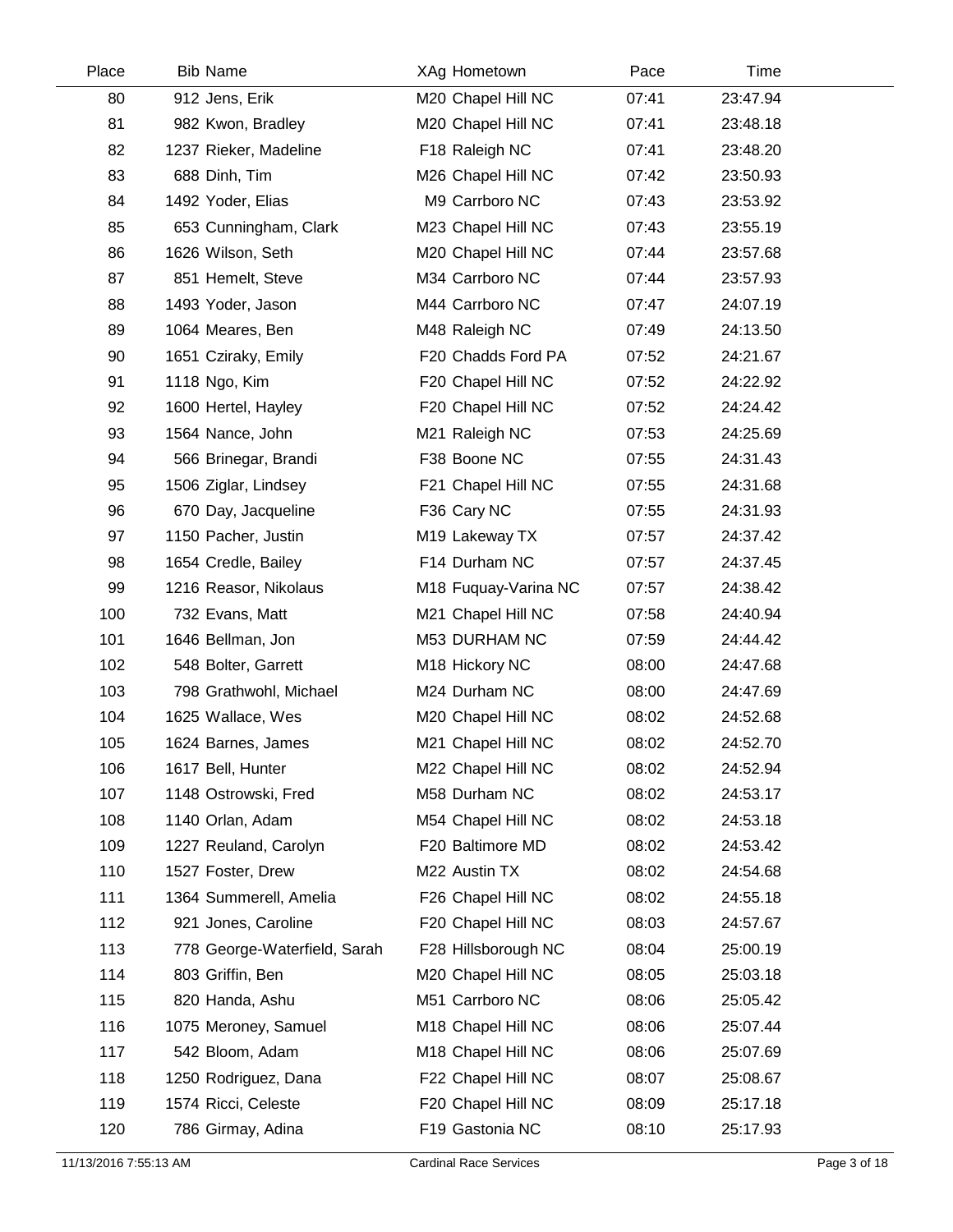| Place | Bib | Name | XAg | Hometown | Pace | Time |
|---|---|---|---|---|---|---|
| 80 | 912 | Jens, Erik | M20 | Chapel Hill NC | 07:41 | 23:47.94 |
| 81 | 982 | Kwon, Bradley | M20 | Chapel Hill NC | 07:41 | 23:48.18 |
| 82 | 1237 | Rieker, Madeline | F18 | Raleigh NC | 07:41 | 23:48.20 |
| 83 | 688 | Dinh, Tim | M26 | Chapel Hill NC | 07:42 | 23:50.93 |
| 84 | 1492 | Yoder, Elias | M9 | Carrboro NC | 07:43 | 23:53.92 |
| 85 | 653 | Cunningham, Clark | M23 | Chapel Hill NC | 07:43 | 23:55.19 |
| 86 | 1626 | Wilson, Seth | M20 | Chapel Hill NC | 07:44 | 23:57.68 |
| 87 | 851 | Hemelt, Steve | M34 | Carrboro NC | 07:44 | 23:57.93 |
| 88 | 1493 | Yoder, Jason | M44 | Carrboro NC | 07:47 | 24:07.19 |
| 89 | 1064 | Meares, Ben | M48 | Raleigh NC | 07:49 | 24:13.50 |
| 90 | 1651 | Cziraky, Emily | F20 | Chadds Ford PA | 07:52 | 24:21.67 |
| 91 | 1118 | Ngo, Kim | F20 | Chapel Hill NC | 07:52 | 24:22.92 |
| 92 | 1600 | Hertel, Hayley | F20 | Chapel Hill NC | 07:52 | 24:24.42 |
| 93 | 1564 | Nance, John | M21 | Raleigh NC | 07:53 | 24:25.69 |
| 94 | 566 | Brinegar, Brandi | F38 | Boone NC | 07:55 | 24:31.43 |
| 95 | 1506 | Ziglar, Lindsey | F21 | Chapel Hill NC | 07:55 | 24:31.68 |
| 96 | 670 | Day, Jacqueline | F36 | Cary NC | 07:55 | 24:31.93 |
| 97 | 1150 | Pacher, Justin | M19 | Lakeway TX | 07:57 | 24:37.42 |
| 98 | 1654 | Credle, Bailey | F14 | Durham NC | 07:57 | 24:37.45 |
| 99 | 1216 | Reasor, Nikolaus | M18 | Fuquay-Varina NC | 07:57 | 24:38.42 |
| 100 | 732 | Evans, Matt | M21 | Chapel Hill NC | 07:58 | 24:40.94 |
| 101 | 1646 | Bellman, Jon | M53 | DURHAM NC | 07:59 | 24:44.42 |
| 102 | 548 | Bolter, Garrett | M18 | Hickory NC | 08:00 | 24:47.68 |
| 103 | 798 | Grathwohl, Michael | M24 | Durham NC | 08:00 | 24:47.69 |
| 104 | 1625 | Wallace, Wes | M20 | Chapel Hill NC | 08:02 | 24:52.68 |
| 105 | 1624 | Barnes, James | M21 | Chapel Hill NC | 08:02 | 24:52.70 |
| 106 | 1617 | Bell, Hunter | M22 | Chapel Hill NC | 08:02 | 24:52.94 |
| 107 | 1148 | Ostrowski, Fred | M58 | Durham NC | 08:02 | 24:53.17 |
| 108 | 1140 | Orlan, Adam | M54 | Chapel Hill NC | 08:02 | 24:53.18 |
| 109 | 1227 | Reuland, Carolyn | F20 | Baltimore MD | 08:02 | 24:53.42 |
| 110 | 1527 | Foster, Drew | M22 | Austin TX | 08:02 | 24:54.68 |
| 111 | 1364 | Summerell, Amelia | F26 | Chapel Hill NC | 08:02 | 24:55.18 |
| 112 | 921 | Jones, Caroline | F20 | Chapel Hill NC | 08:03 | 24:57.67 |
| 113 | 778 | George-Waterfield, Sarah | F28 | Hillsborough NC | 08:04 | 25:00.19 |
| 114 | 803 | Griffin, Ben | M20 | Chapel Hill NC | 08:05 | 25:03.18 |
| 115 | 820 | Handa, Ashu | M51 | Carrboro NC | 08:06 | 25:05.42 |
| 116 | 1075 | Meroney, Samuel | M18 | Chapel Hill NC | 08:06 | 25:07.44 |
| 117 | 542 | Bloom, Adam | M18 | Chapel Hill NC | 08:06 | 25:07.69 |
| 118 | 1250 | Rodriguez, Dana | F22 | Chapel Hill NC | 08:07 | 25:08.67 |
| 119 | 1574 | Ricci, Celeste | F20 | Chapel Hill NC | 08:09 | 25:17.18 |
| 120 | 786 | Girmay, Adina | F19 | Gastonia NC | 08:10 | 25:17.93 |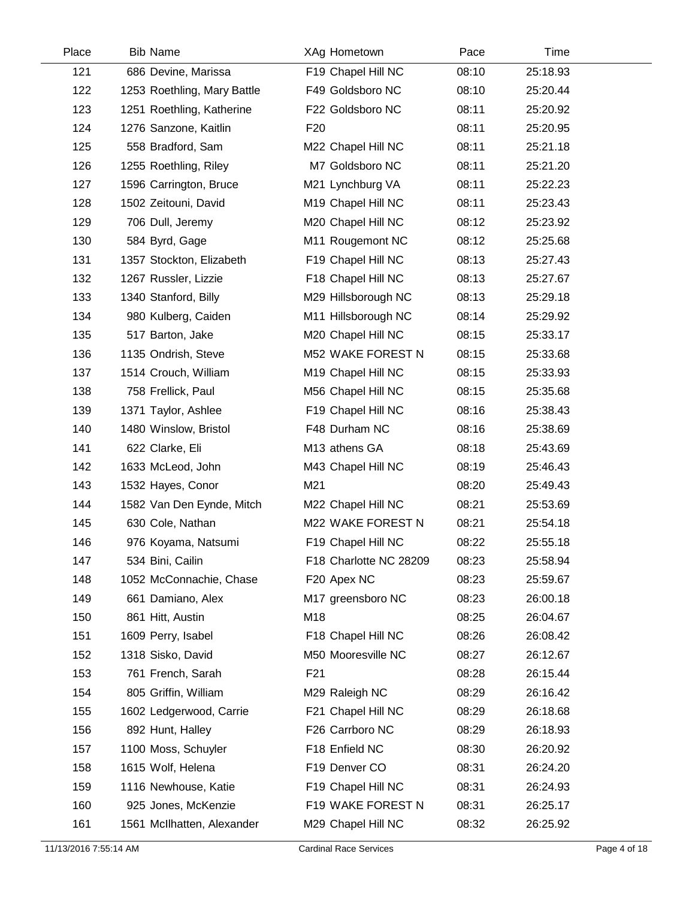| Place | Bib | Name | XAg | Hometown | Pace | Time |
|---|---|---|---|---|---|---|
| 121 | 686 | Devine, Marissa | F19 | Chapel Hill NC | 08:10 | 25:18.93 |
| 122 | 1253 | Roethling, Mary Battle | F49 | Goldsboro NC | 08:10 | 25:20.44 |
| 123 | 1251 | Roethling, Katherine | F22 | Goldsboro NC | 08:11 | 25:20.92 |
| 124 | 1276 | Sanzone, Kaitlin | F20 | | 08:11 | 25:20.95 |
| 125 | 558 | Bradford, Sam | M22 | Chapel Hill NC | 08:11 | 25:21.18 |
| 126 | 1255 | Roethling, Riley | M7 | Goldsboro NC | 08:11 | 25:21.20 |
| 127 | 1596 | Carrington, Bruce | M21 | Lynchburg VA | 08:11 | 25:22.23 |
| 128 | 1502 | Zeitouni, David | M19 | Chapel Hill NC | 08:11 | 25:23.43 |
| 129 | 706 | Dull, Jeremy | M20 | Chapel Hill NC | 08:12 | 25:23.92 |
| 130 | 584 | Byrd, Gage | M11 | Rougemont NC | 08:12 | 25:25.68 |
| 131 | 1357 | Stockton, Elizabeth | F19 | Chapel Hill NC | 08:13 | 25:27.43 |
| 132 | 1267 | Russler, Lizzie | F18 | Chapel Hill NC | 08:13 | 25:27.67 |
| 133 | 1340 | Stanford, Billy | M29 | Hillsborough NC | 08:13 | 25:29.18 |
| 134 | 980 | Kulberg, Caiden | M11 | Hillsborough NC | 08:14 | 25:29.92 |
| 135 | 517 | Barton, Jake | M20 | Chapel Hill NC | 08:15 | 25:33.17 |
| 136 | 1135 | Ondrish, Steve | M52 | WAKE FOREST N | 08:15 | 25:33.68 |
| 137 | 1514 | Crouch, William | M19 | Chapel Hill NC | 08:15 | 25:33.93 |
| 138 | 758 | Frellick, Paul | M56 | Chapel Hill NC | 08:15 | 25:35.68 |
| 139 | 1371 | Taylor, Ashlee | F19 | Chapel Hill NC | 08:16 | 25:38.43 |
| 140 | 1480 | Winslow, Bristol | F48 | Durham NC | 08:16 | 25:38.69 |
| 141 | 622 | Clarke, Eli | M13 | athens GA | 08:18 | 25:43.69 |
| 142 | 1633 | McLeod, John | M43 | Chapel Hill NC | 08:19 | 25:46.43 |
| 143 | 1532 | Hayes, Conor | M21 | | 08:20 | 25:49.43 |
| 144 | 1582 | Van Den Eynde, Mitch | M22 | Chapel Hill NC | 08:21 | 25:53.69 |
| 145 | 630 | Cole, Nathan | M22 | WAKE FOREST N | 08:21 | 25:54.18 |
| 146 | 976 | Koyama, Natsumi | F19 | Chapel Hill NC | 08:22 | 25:55.18 |
| 147 | 534 | Bini, Cailin | F18 | Charlotte NC 28209 | 08:23 | 25:58.94 |
| 148 | 1052 | McConnachie, Chase | F20 | Apex NC | 08:23 | 25:59.67 |
| 149 | 661 | Damiano, Alex | M17 | greensboro NC | 08:23 | 26:00.18 |
| 150 | 861 | Hitt, Austin | M18 | | 08:25 | 26:04.67 |
| 151 | 1609 | Perry, Isabel | F18 | Chapel Hill NC | 08:26 | 26:08.42 |
| 152 | 1318 | Sisko, David | M50 | Mooresville NC | 08:27 | 26:12.67 |
| 153 | 761 | French, Sarah | F21 | | 08:28 | 26:15.44 |
| 154 | 805 | Griffin, William | M29 | Raleigh NC | 08:29 | 26:16.42 |
| 155 | 1602 | Ledgerwood, Carrie | F21 | Chapel Hill NC | 08:29 | 26:18.68 |
| 156 | 892 | Hunt, Halley | F26 | Carrboro NC | 08:29 | 26:18.93 |
| 157 | 1100 | Moss, Schuyler | F18 | Enfield NC | 08:30 | 26:20.92 |
| 158 | 1615 | Wolf, Helena | F19 | Denver CO | 08:31 | 26:24.20 |
| 159 | 1116 | Newhouse, Katie | F19 | Chapel Hill NC | 08:31 | 26:24.93 |
| 160 | 925 | Jones, McKenzie | F19 | WAKE FOREST N | 08:31 | 26:25.17 |
| 161 | 1561 | McIlhatten, Alexander | M29 | Chapel Hill NC | 08:32 | 26:25.92 |

11/13/2016 7:55:14 AM Cardinal Race Services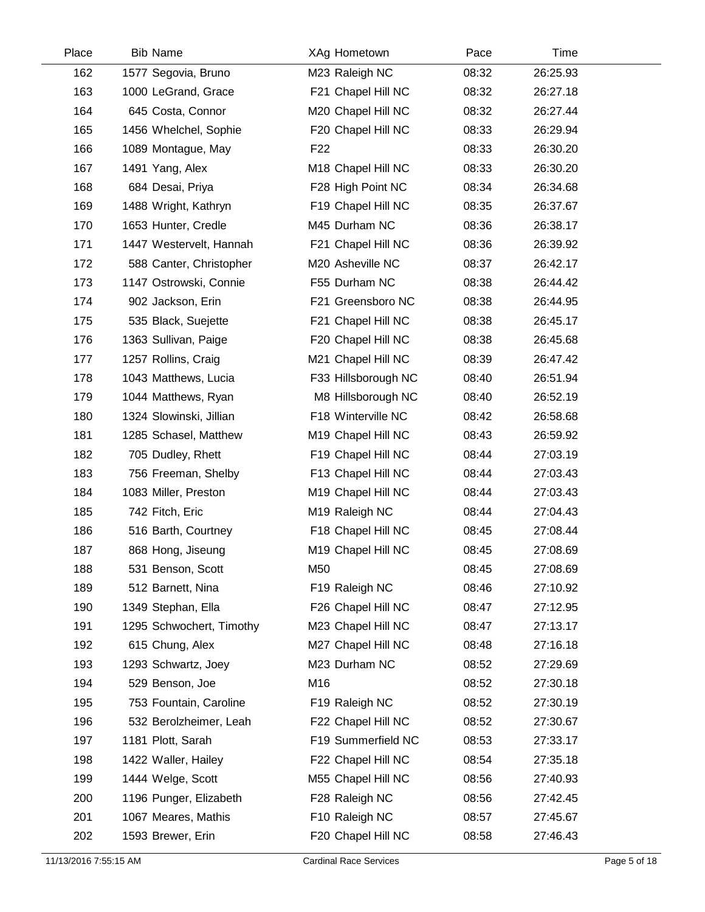| Place | Bib | Name | XAg | Hometown | Pace | Time |
|---|---|---|---|---|---|---|
| 162 | 1577 | Segovia, Bruno | M23 | Raleigh NC | 08:32 | 26:25.93 |
| 163 | 1000 | LeGrand, Grace | F21 | Chapel Hill NC | 08:32 | 26:27.18 |
| 164 | 645 | Costa, Connor | M20 | Chapel Hill NC | 08:32 | 26:27.44 |
| 165 | 1456 | Whelchel, Sophie | F20 | Chapel Hill NC | 08:33 | 26:29.94 |
| 166 | 1089 | Montague, May | F22 | | 08:33 | 26:30.20 |
| 167 | 1491 | Yang, Alex | M18 | Chapel Hill NC | 08:33 | 26:30.20 |
| 168 | 684 | Desai, Priya | F28 | High Point NC | 08:34 | 26:34.68 |
| 169 | 1488 | Wright, Kathryn | F19 | Chapel Hill NC | 08:35 | 26:37.67 |
| 170 | 1653 | Hunter, Credle | M45 | Durham NC | 08:36 | 26:38.17 |
| 171 | 1447 | Westervelt, Hannah | F21 | Chapel Hill NC | 08:36 | 26:39.92 |
| 172 | 588 | Canter, Christopher | M20 | Asheville NC | 08:37 | 26:42.17 |
| 173 | 1147 | Ostrowski, Connie | F55 | Durham NC | 08:38 | 26:44.42 |
| 174 | 902 | Jackson, Erin | F21 | Greensboro NC | 08:38 | 26:44.95 |
| 175 | 535 | Black, Suejette | F21 | Chapel Hill NC | 08:38 | 26:45.17 |
| 176 | 1363 | Sullivan, Paige | F20 | Chapel Hill NC | 08:38 | 26:45.68 |
| 177 | 1257 | Rollins, Craig | M21 | Chapel Hill NC | 08:39 | 26:47.42 |
| 178 | 1043 | Matthews, Lucia | F33 | Hillsborough NC | 08:40 | 26:51.94 |
| 179 | 1044 | Matthews, Ryan | M8 | Hillsborough NC | 08:40 | 26:52.19 |
| 180 | 1324 | Slowinski, Jillian | F18 | Winterville NC | 08:42 | 26:58.68 |
| 181 | 1285 | Schasel, Matthew | M19 | Chapel Hill NC | 08:43 | 26:59.92 |
| 182 | 705 | Dudley, Rhett | F19 | Chapel Hill NC | 08:44 | 27:03.19 |
| 183 | 756 | Freeman, Shelby | F13 | Chapel Hill NC | 08:44 | 27:03.43 |
| 184 | 1083 | Miller, Preston | M19 | Chapel Hill NC | 08:44 | 27:03.43 |
| 185 | 742 | Fitch, Eric | M19 | Raleigh NC | 08:44 | 27:04.43 |
| 186 | 516 | Barth, Courtney | F18 | Chapel Hill NC | 08:45 | 27:08.44 |
| 187 | 868 | Hong, Jiseung | M19 | Chapel Hill NC | 08:45 | 27:08.69 |
| 188 | 531 | Benson, Scott | M50 | | 08:45 | 27:08.69 |
| 189 | 512 | Barnett, Nina | F19 | Raleigh NC | 08:46 | 27:10.92 |
| 190 | 1349 | Stephan, Ella | F26 | Chapel Hill NC | 08:47 | 27:12.95 |
| 191 | 1295 | Schwochert, Timothy | M23 | Chapel Hill NC | 08:47 | 27:13.17 |
| 192 | 615 | Chung, Alex | M27 | Chapel Hill NC | 08:48 | 27:16.18 |
| 193 | 1293 | Schwartz, Joey | M23 | Durham NC | 08:52 | 27:29.69 |
| 194 | 529 | Benson, Joe | M16 | | 08:52 | 27:30.18 |
| 195 | 753 | Fountain, Caroline | F19 | Raleigh NC | 08:52 | 27:30.19 |
| 196 | 532 | Berolzheimer, Leah | F22 | Chapel Hill NC | 08:52 | 27:30.67 |
| 197 | 1181 | Plott, Sarah | F19 | Summerfield NC | 08:53 | 27:33.17 |
| 198 | 1422 | Waller, Hailey | F22 | Chapel Hill NC | 08:54 | 27:35.18 |
| 199 | 1444 | Welge, Scott | M55 | Chapel Hill NC | 08:56 | 27:40.93 |
| 200 | 1196 | Punger, Elizabeth | F28 | Raleigh NC | 08:56 | 27:42.45 |
| 201 | 1067 | Meares, Mathis | F10 | Raleigh NC | 08:57 | 27:45.67 |
| 202 | 1593 | Brewer, Erin | F20 | Chapel Hill NC | 08:58 | 27:46.43 |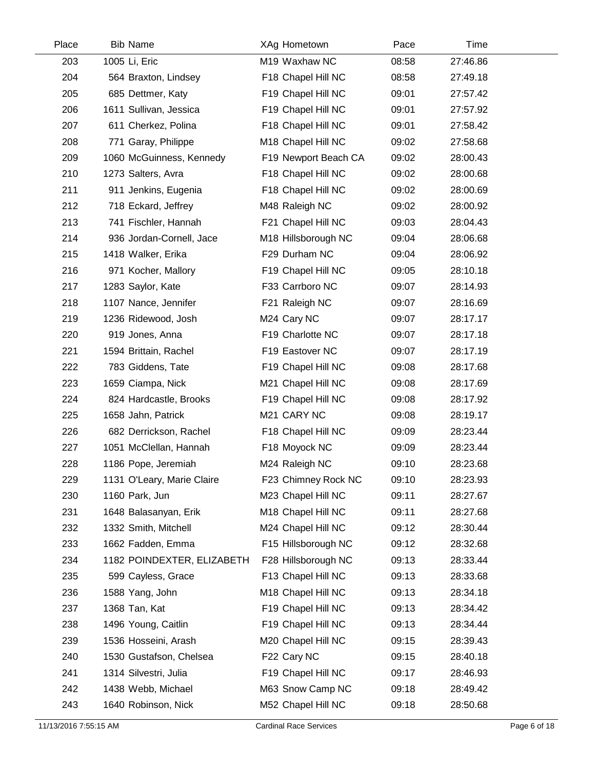| Place | Bib | Name | XAg | Hometown | Pace | Time |
|---|---|---|---|---|---|---|
| 203 | 1005 | Li, Eric | M19 | Waxhaw NC | 08:58 | 27:46.86 |
| 204 | 564 | Braxton, Lindsey | F18 | Chapel Hill NC | 08:58 | 27:49.18 |
| 205 | 685 | Dettmer, Katy | F19 | Chapel Hill NC | 09:01 | 27:57.42 |
| 206 | 1611 | Sullivan, Jessica | F19 | Chapel Hill NC | 09:01 | 27:57.92 |
| 207 | 611 | Cherkez, Polina | F18 | Chapel Hill NC | 09:01 | 27:58.42 |
| 208 | 771 | Garay, Philippe | M18 | Chapel Hill NC | 09:02 | 27:58.68 |
| 209 | 1060 | McGuinness, Kennedy | F19 | Newport Beach CA | 09:02 | 28:00.43 |
| 210 | 1273 | Salters, Avra | F18 | Chapel Hill NC | 09:02 | 28:00.68 |
| 211 | 911 | Jenkins, Eugenia | F18 | Chapel Hill NC | 09:02 | 28:00.69 |
| 212 | 718 | Eckard, Jeffrey | M48 | Raleigh NC | 09:02 | 28:00.92 |
| 213 | 741 | Fischler, Hannah | F21 | Chapel Hill NC | 09:03 | 28:04.43 |
| 214 | 936 | Jordan-Cornell, Jace | M18 | Hillsborough NC | 09:04 | 28:06.68 |
| 215 | 1418 | Walker, Erika | F29 | Durham NC | 09:04 | 28:06.92 |
| 216 | 971 | Kocher, Mallory | F19 | Chapel Hill NC | 09:05 | 28:10.18 |
| 217 | 1283 | Saylor, Kate | F33 | Carrboro NC | 09:07 | 28:14.93 |
| 218 | 1107 | Nance, Jennifer | F21 | Raleigh NC | 09:07 | 28:16.69 |
| 219 | 1236 | Ridewood, Josh | M24 | Cary NC | 09:07 | 28:17.17 |
| 220 | 919 | Jones, Anna | F19 | Charlotte NC | 09:07 | 28:17.18 |
| 221 | 1594 | Brittain, Rachel | F19 | Eastover NC | 09:07 | 28:17.19 |
| 222 | 783 | Giddens, Tate | F19 | Chapel Hill NC | 09:08 | 28:17.68 |
| 223 | 1659 | Ciampa, Nick | M21 | Chapel Hill NC | 09:08 | 28:17.69 |
| 224 | 824 | Hardcastle, Brooks | F19 | Chapel Hill NC | 09:08 | 28:17.92 |
| 225 | 1658 | Jahn, Patrick | M21 | CARY NC | 09:08 | 28:19.17 |
| 226 | 682 | Derrickson, Rachel | F18 | Chapel Hill NC | 09:09 | 28:23.44 |
| 227 | 1051 | McClellan, Hannah | F18 | Moyock NC | 09:09 | 28:23.44 |
| 228 | 1186 | Pope, Jeremiah | M24 | Raleigh NC | 09:10 | 28:23.68 |
| 229 | 1131 | O'Leary, Marie Claire | F23 | Chimney Rock NC | 09:10 | 28:23.93 |
| 230 | 1160 | Park, Jun | M23 | Chapel Hill NC | 09:11 | 28:27.67 |
| 231 | 1648 | Balasanyan, Erik | M18 | Chapel Hill NC | 09:11 | 28:27.68 |
| 232 | 1332 | Smith, Mitchell | M24 | Chapel Hill NC | 09:12 | 28:30.44 |
| 233 | 1662 | Fadden, Emma | F15 | Hillsborough NC | 09:12 | 28:32.68 |
| 234 | 1182 | POINDEXTER, ELIZABETH | F28 | Hillsborough NC | 09:13 | 28:33.44 |
| 235 | 599 | Cayless, Grace | F13 | Chapel Hill NC | 09:13 | 28:33.68 |
| 236 | 1588 | Yang, John | M18 | Chapel Hill NC | 09:13 | 28:34.18 |
| 237 | 1368 | Tan, Kat | F19 | Chapel Hill NC | 09:13 | 28:34.42 |
| 238 | 1496 | Young, Caitlin | F19 | Chapel Hill NC | 09:13 | 28:34.44 |
| 239 | 1536 | Hosseini, Arash | M20 | Chapel Hill NC | 09:15 | 28:39.43 |
| 240 | 1530 | Gustafson, Chelsea | F22 | Cary NC | 09:15 | 28:40.18 |
| 241 | 1314 | Silvestri, Julia | F19 | Chapel Hill NC | 09:17 | 28:46.93 |
| 242 | 1438 | Webb, Michael | M63 | Snow Camp NC | 09:18 | 28:49.42 |
| 243 | 1640 | Robinson, Nick | M52 | Chapel Hill NC | 09:18 | 28:50.68 |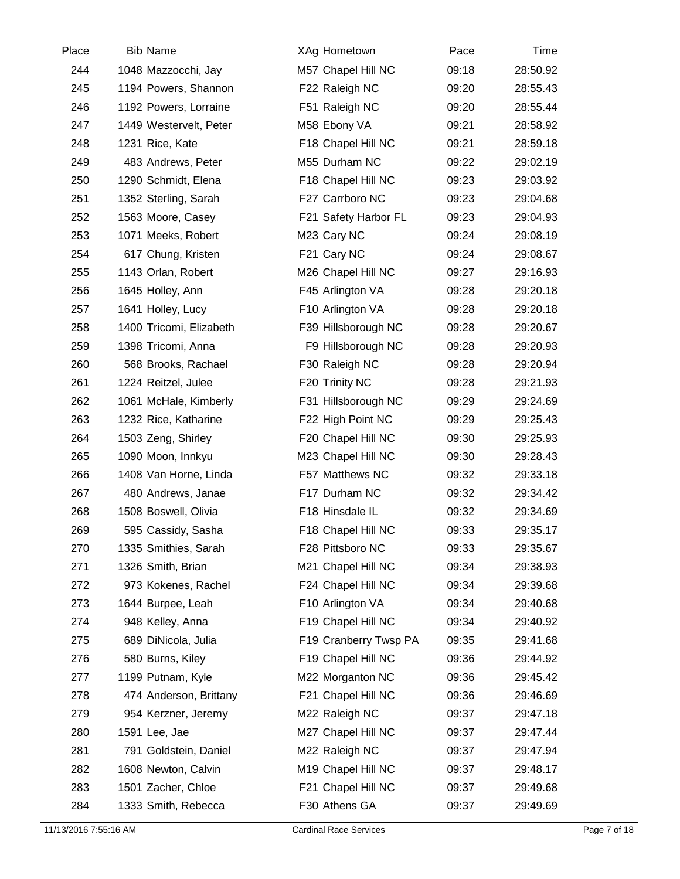| Place | Bib | Name | XAg | Hometown | Pace | Time |
|---|---|---|---|---|---|---|
| 244 | 1048 | Mazzocchi, Jay | M57 | Chapel Hill NC | 09:18 | 28:50.92 |
| 245 | 1194 | Powers, Shannon | F22 | Raleigh NC | 09:20 | 28:55.43 |
| 246 | 1192 | Powers, Lorraine | F51 | Raleigh NC | 09:20 | 28:55.44 |
| 247 | 1449 | Westervelt, Peter | M58 | Ebony VA | 09:21 | 28:58.92 |
| 248 | 1231 | Rice, Kate | F18 | Chapel Hill NC | 09:21 | 28:59.18 |
| 249 | 483 | Andrews, Peter | M55 | Durham NC | 09:22 | 29:02.19 |
| 250 | 1290 | Schmidt, Elena | F18 | Chapel Hill NC | 09:23 | 29:03.92 |
| 251 | 1352 | Sterling, Sarah | F27 | Carrboro NC | 09:23 | 29:04.68 |
| 252 | 1563 | Moore, Casey | F21 | Safety Harbor FL | 09:23 | 29:04.93 |
| 253 | 1071 | Meeks, Robert | M23 | Cary NC | 09:24 | 29:08.19 |
| 254 | 617 | Chung, Kristen | F21 | Cary NC | 09:24 | 29:08.67 |
| 255 | 1143 | Orlan, Robert | M26 | Chapel Hill NC | 09:27 | 29:16.93 |
| 256 | 1645 | Holley, Ann | F45 | Arlington VA | 09:28 | 29:20.18 |
| 257 | 1641 | Holley, Lucy | F10 | Arlington VA | 09:28 | 29:20.18 |
| 258 | 1400 | Tricomi, Elizabeth | F39 | Hillsborough NC | 09:28 | 29:20.67 |
| 259 | 1398 | Tricomi, Anna | F9 | Hillsborough NC | 09:28 | 29:20.93 |
| 260 | 568 | Brooks, Rachael | F30 | Raleigh NC | 09:28 | 29:20.94 |
| 261 | 1224 | Reitzel, Julee | F20 | Trinity NC | 09:28 | 29:21.93 |
| 262 | 1061 | McHale, Kimberly | F31 | Hillsborough NC | 09:29 | 29:24.69 |
| 263 | 1232 | Rice, Katharine | F22 | High Point NC | 09:29 | 29:25.43 |
| 264 | 1503 | Zeng, Shirley | F20 | Chapel Hill NC | 09:30 | 29:25.93 |
| 265 | 1090 | Moon, Innkyu | M23 | Chapel Hill NC | 09:30 | 29:28.43 |
| 266 | 1408 | Van Horne, Linda | F57 | Matthews NC | 09:32 | 29:33.18 |
| 267 | 480 | Andrews, Janae | F17 | Durham NC | 09:32 | 29:34.42 |
| 268 | 1508 | Boswell, Olivia | F18 | Hinsdale IL | 09:32 | 29:34.69 |
| 269 | 595 | Cassidy, Sasha | F18 | Chapel Hill NC | 09:33 | 29:35.17 |
| 270 | 1335 | Smithies, Sarah | F28 | Pittsboro NC | 09:33 | 29:35.67 |
| 271 | 1326 | Smith, Brian | M21 | Chapel Hill NC | 09:34 | 29:38.93 |
| 272 | 973 | Kokenes, Rachel | F24 | Chapel Hill NC | 09:34 | 29:39.68 |
| 273 | 1644 | Burpee, Leah | F10 | Arlington VA | 09:34 | 29:40.68 |
| 274 | 948 | Kelley, Anna | F19 | Chapel Hill NC | 09:34 | 29:40.92 |
| 275 | 689 | DiNicola, Julia | F19 | Cranberry Twsp PA | 09:35 | 29:41.68 |
| 276 | 580 | Burns, Kiley | F19 | Chapel Hill NC | 09:36 | 29:44.92 |
| 277 | 1199 | Putnam, Kyle | M22 | Morganton NC | 09:36 | 29:45.42 |
| 278 | 474 | Anderson, Brittany | F21 | Chapel Hill NC | 09:36 | 29:46.69 |
| 279 | 954 | Kerzner, Jeremy | M22 | Raleigh NC | 09:37 | 29:47.18 |
| 280 | 1591 | Lee, Jae | M27 | Chapel Hill NC | 09:37 | 29:47.44 |
| 281 | 791 | Goldstein, Daniel | M22 | Raleigh NC | 09:37 | 29:47.94 |
| 282 | 1608 | Newton, Calvin | M19 | Chapel Hill NC | 09:37 | 29:48.17 |
| 283 | 1501 | Zacher, Chloe | F21 | Chapel Hill NC | 09:37 | 29:49.68 |
| 284 | 1333 | Smith, Rebecca | F30 | Athens GA | 09:37 | 29:49.69 |

11/13/2016 7:55:16 AM    Cardinal Race Services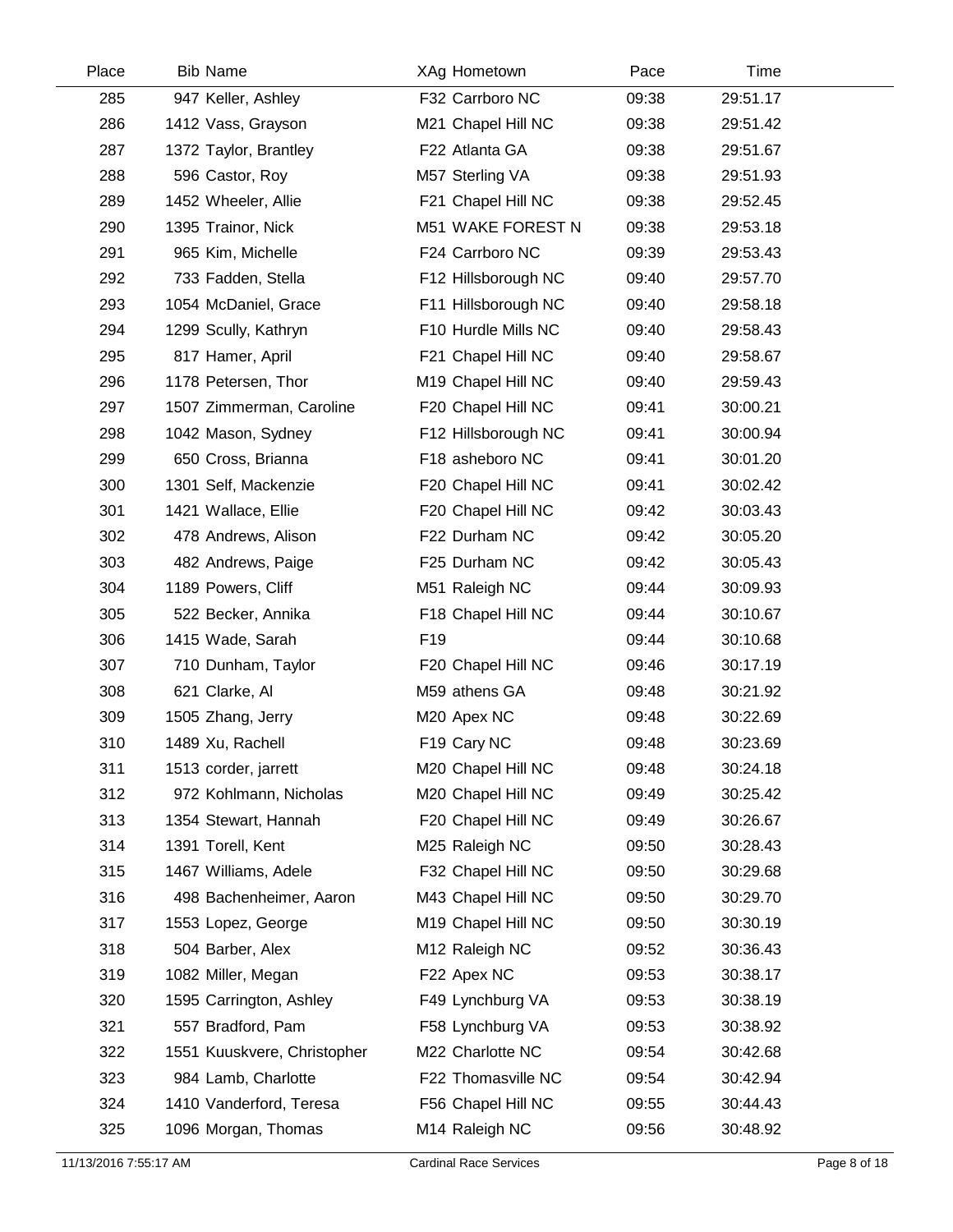| Place | Bib | Name | XAg | Hometown | Pace | Time |
|---|---|---|---|---|---|---|
| 285 | 947 | Keller, Ashley | F32 | Carrboro NC | 09:38 | 29:51.17 |
| 286 | 1412 | Vass, Grayson | M21 | Chapel Hill NC | 09:38 | 29:51.42 |
| 287 | 1372 | Taylor, Brantley | F22 | Atlanta GA | 09:38 | 29:51.67 |
| 288 | 596 | Castor, Roy | M57 | Sterling VA | 09:38 | 29:51.93 |
| 289 | 1452 | Wheeler, Allie | F21 | Chapel Hill NC | 09:38 | 29:52.45 |
| 290 | 1395 | Trainor, Nick | M51 | WAKE FOREST N | 09:38 | 29:53.18 |
| 291 | 965 | Kim, Michelle | F24 | Carrboro NC | 09:39 | 29:53.43 |
| 292 | 733 | Fadden, Stella | F12 | Hillsborough NC | 09:40 | 29:57.70 |
| 293 | 1054 | McDaniel, Grace | F11 | Hillsborough NC | 09:40 | 29:58.18 |
| 294 | 1299 | Scully, Kathryn | F10 | Hurdle Mills NC | 09:40 | 29:58.43 |
| 295 | 817 | Hamer, April | F21 | Chapel Hill NC | 09:40 | 29:58.67 |
| 296 | 1178 | Petersen, Thor | M19 | Chapel Hill NC | 09:40 | 29:59.43 |
| 297 | 1507 | Zimmerman, Caroline | F20 | Chapel Hill NC | 09:41 | 30:00.21 |
| 298 | 1042 | Mason, Sydney | F12 | Hillsborough NC | 09:41 | 30:00.94 |
| 299 | 650 | Cross, Brianna | F18 | asheboro NC | 09:41 | 30:01.20 |
| 300 | 1301 | Self, Mackenzie | F20 | Chapel Hill NC | 09:41 | 30:02.42 |
| 301 | 1421 | Wallace, Ellie | F20 | Chapel Hill NC | 09:42 | 30:03.43 |
| 302 | 478 | Andrews, Alison | F22 | Durham NC | 09:42 | 30:05.20 |
| 303 | 482 | Andrews, Paige | F25 | Durham NC | 09:42 | 30:05.43 |
| 304 | 1189 | Powers, Cliff | M51 | Raleigh NC | 09:44 | 30:09.93 |
| 305 | 522 | Becker, Annika | F18 | Chapel Hill NC | 09:44 | 30:10.67 |
| 306 | 1415 | Wade, Sarah | F19 | | 09:44 | 30:10.68 |
| 307 | 710 | Dunham, Taylor | F20 | Chapel Hill NC | 09:46 | 30:17.19 |
| 308 | 621 | Clarke, Al | M59 | athens GA | 09:48 | 30:21.92 |
| 309 | 1505 | Zhang, Jerry | M20 | Apex NC | 09:48 | 30:22.69 |
| 310 | 1489 | Xu, Rachell | F19 | Cary NC | 09:48 | 30:23.69 |
| 311 | 1513 | corder, jarrett | M20 | Chapel Hill NC | 09:48 | 30:24.18 |
| 312 | 972 | Kohlmann, Nicholas | M20 | Chapel Hill NC | 09:49 | 30:25.42 |
| 313 | 1354 | Stewart, Hannah | F20 | Chapel Hill NC | 09:49 | 30:26.67 |
| 314 | 1391 | Torell, Kent | M25 | Raleigh NC | 09:50 | 30:28.43 |
| 315 | 1467 | Williams, Adele | F32 | Chapel Hill NC | 09:50 | 30:29.68 |
| 316 | 498 | Bachenheimer, Aaron | M43 | Chapel Hill NC | 09:50 | 30:29.70 |
| 317 | 1553 | Lopez, George | M19 | Chapel Hill NC | 09:50 | 30:30.19 |
| 318 | 504 | Barber, Alex | M12 | Raleigh NC | 09:52 | 30:36.43 |
| 319 | 1082 | Miller, Megan | F22 | Apex NC | 09:53 | 30:38.17 |
| 320 | 1595 | Carrington, Ashley | F49 | Lynchburg VA | 09:53 | 30:38.19 |
| 321 | 557 | Bradford, Pam | F58 | Lynchburg VA | 09:53 | 30:38.92 |
| 322 | 1551 | Kuuskvere, Christopher | M22 | Charlotte NC | 09:54 | 30:42.68 |
| 323 | 984 | Lamb, Charlotte | F22 | Thomasville NC | 09:54 | 30:42.94 |
| 324 | 1410 | Vanderford, Teresa | F56 | Chapel Hill NC | 09:55 | 30:44.43 |
| 325 | 1096 | Morgan, Thomas | M14 | Raleigh NC | 09:56 | 30:48.92 |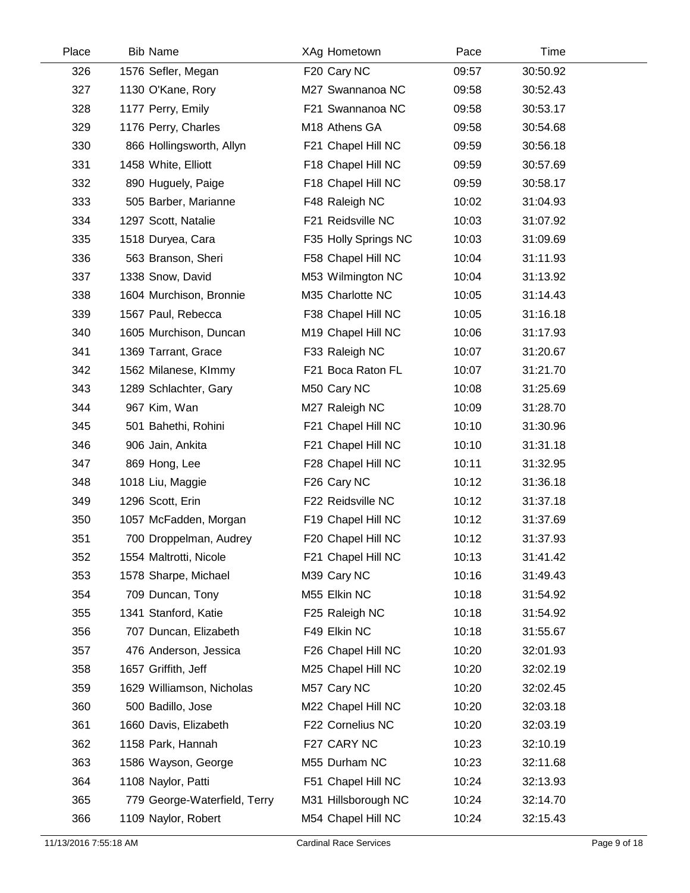| Place | Bib | Name | XAg | Hometown | Pace | Time |
|---|---|---|---|---|---|---|
| 326 | 1576 | Sefler, Megan | F20 | Cary NC | 09:57 | 30:50.92 |
| 327 | 1130 | O'Kane, Rory | M27 | Swannanoa NC | 09:58 | 30:52.43 |
| 328 | 1177 | Perry, Emily | F21 | Swannanoa NC | 09:58 | 30:53.17 |
| 329 | 1176 | Perry, Charles | M18 | Athens GA | 09:58 | 30:54.68 |
| 330 | 866 | Hollingsworth, Allyn | F21 | Chapel Hill NC | 09:59 | 30:56.18 |
| 331 | 1458 | White, Elliott | F18 | Chapel Hill NC | 09:59 | 30:57.69 |
| 332 | 890 | Huguely, Paige | F18 | Chapel Hill NC | 09:59 | 30:58.17 |
| 333 | 505 | Barber, Marianne | F48 | Raleigh NC | 10:02 | 31:04.93 |
| 334 | 1297 | Scott, Natalie | F21 | Reidsville NC | 10:03 | 31:07.92 |
| 335 | 1518 | Duryea, Cara | F35 | Holly Springs NC | 10:03 | 31:09.69 |
| 336 | 563 | Branson, Sheri | F58 | Chapel Hill NC | 10:04 | 31:11.93 |
| 337 | 1338 | Snow, David | M53 | Wilmington NC | 10:04 | 31:13.92 |
| 338 | 1604 | Murchison, Bronnie | M35 | Charlotte NC | 10:05 | 31:14.43 |
| 339 | 1567 | Paul, Rebecca | F38 | Chapel Hill NC | 10:05 | 31:16.18 |
| 340 | 1605 | Murchison, Duncan | M19 | Chapel Hill NC | 10:06 | 31:17.93 |
| 341 | 1369 | Tarrant, Grace | F33 | Raleigh NC | 10:07 | 31:20.67 |
| 342 | 1562 | Milanese, KImmy | F21 | Boca Raton FL | 10:07 | 31:21.70 |
| 343 | 1289 | Schlachter, Gary | M50 | Cary NC | 10:08 | 31:25.69 |
| 344 | 967 | Kim, Wan | M27 | Raleigh NC | 10:09 | 31:28.70 |
| 345 | 501 | Bahethi, Rohini | F21 | Chapel Hill NC | 10:10 | 31:30.96 |
| 346 | 906 | Jain, Ankita | F21 | Chapel Hill NC | 10:10 | 31:31.18 |
| 347 | 869 | Hong, Lee | F28 | Chapel Hill NC | 10:11 | 31:32.95 |
| 348 | 1018 | Liu, Maggie | F26 | Cary NC | 10:12 | 31:36.18 |
| 349 | 1296 | Scott, Erin | F22 | Reidsville NC | 10:12 | 31:37.18 |
| 350 | 1057 | McFadden, Morgan | F19 | Chapel Hill NC | 10:12 | 31:37.69 |
| 351 | 700 | Droppelman, Audrey | F20 | Chapel Hill NC | 10:12 | 31:37.93 |
| 352 | 1554 | Maltrotti, Nicole | F21 | Chapel Hill NC | 10:13 | 31:41.42 |
| 353 | 1578 | Sharpe, Michael | M39 | Cary NC | 10:16 | 31:49.43 |
| 354 | 709 | Duncan, Tony | M55 | Elkin NC | 10:18 | 31:54.92 |
| 355 | 1341 | Stanford, Katie | F25 | Raleigh NC | 10:18 | 31:54.92 |
| 356 | 707 | Duncan, Elizabeth | F49 | Elkin NC | 10:18 | 31:55.67 |
| 357 | 476 | Anderson, Jessica | F26 | Chapel Hill NC | 10:20 | 32:01.93 |
| 358 | 1657 | Griffith, Jeff | M25 | Chapel Hill NC | 10:20 | 32:02.19 |
| 359 | 1629 | Williamson, Nicholas | M57 | Cary NC | 10:20 | 32:02.45 |
| 360 | 500 | Badillo, Jose | M22 | Chapel Hill NC | 10:20 | 32:03.18 |
| 361 | 1660 | Davis, Elizabeth | F22 | Cornelius NC | 10:20 | 32:03.19 |
| 362 | 1158 | Park, Hannah | F27 | CARY NC | 10:23 | 32:10.19 |
| 363 | 1586 | Wayson, George | M55 | Durham NC | 10:23 | 32:11.68 |
| 364 | 1108 | Naylor, Patti | F51 | Chapel Hill NC | 10:24 | 32:13.93 |
| 365 | 779 | George-Waterfield, Terry | M31 | Hillsborough NC | 10:24 | 32:14.70 |
| 366 | 1109 | Naylor, Robert | M54 | Chapel Hill NC | 10:24 | 32:15.43 |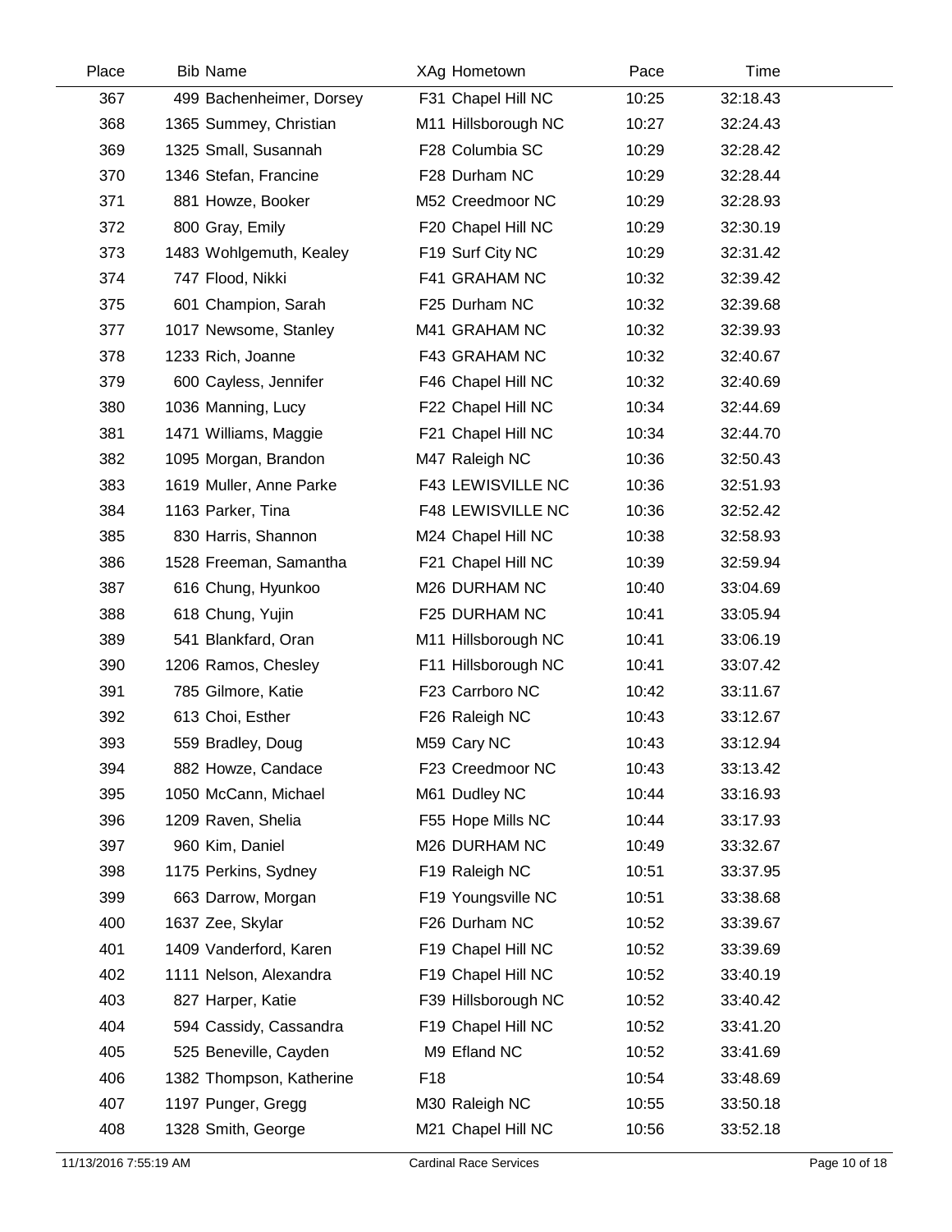| Place | Bib | Name | XAg | Hometown | Pace | Time |
|---|---|---|---|---|---|---|
| 367 | 499 | Bachenheimer, Dorsey | F31 | Chapel Hill NC | 10:25 | 32:18.43 |
| 368 | 1365 | Summey, Christian | M11 | Hillsborough NC | 10:27 | 32:24.43 |
| 369 | 1325 | Small, Susannah | F28 | Columbia SC | 10:29 | 32:28.42 |
| 370 | 1346 | Stefan, Francine | F28 | Durham NC | 10:29 | 32:28.44 |
| 371 | 881 | Howze, Booker | M52 | Creedmoor NC | 10:29 | 32:28.93 |
| 372 | 800 | Gray, Emily | F20 | Chapel Hill NC | 10:29 | 32:30.19 |
| 373 | 1483 | Wohlgemuth, Kealey | F19 | Surf City NC | 10:29 | 32:31.42 |
| 374 | 747 | Flood, Nikki | F41 | GRAHAM NC | 10:32 | 32:39.42 |
| 375 | 601 | Champion, Sarah | F25 | Durham NC | 10:32 | 32:39.68 |
| 377 | 1017 | Newsome, Stanley | M41 | GRAHAM NC | 10:32 | 32:39.93 |
| 378 | 1233 | Rich, Joanne | F43 | GRAHAM NC | 10:32 | 32:40.67 |
| 379 | 600 | Cayless, Jennifer | F46 | Chapel Hill NC | 10:32 | 32:40.69 |
| 380 | 1036 | Manning, Lucy | F22 | Chapel Hill NC | 10:34 | 32:44.69 |
| 381 | 1471 | Williams, Maggie | F21 | Chapel Hill NC | 10:34 | 32:44.70 |
| 382 | 1095 | Morgan, Brandon | M47 | Raleigh NC | 10:36 | 32:50.43 |
| 383 | 1619 | Muller, Anne Parke | F43 | LEWISVILLE NC | 10:36 | 32:51.93 |
| 384 | 1163 | Parker, Tina | F48 | LEWISVILLE NC | 10:36 | 32:52.42 |
| 385 | 830 | Harris, Shannon | M24 | Chapel Hill NC | 10:38 | 32:58.93 |
| 386 | 1528 | Freeman, Samantha | F21 | Chapel Hill NC | 10:39 | 32:59.94 |
| 387 | 616 | Chung, Hyunkoo | M26 | DURHAM NC | 10:40 | 33:04.69 |
| 388 | 618 | Chung, Yujin | F25 | DURHAM NC | 10:41 | 33:05.94 |
| 389 | 541 | Blankfard, Oran | M11 | Hillsborough NC | 10:41 | 33:06.19 |
| 390 | 1206 | Ramos, Chesley | F11 | Hillsborough NC | 10:41 | 33:07.42 |
| 391 | 785 | Gilmore, Katie | F23 | Carrboro NC | 10:42 | 33:11.67 |
| 392 | 613 | Choi, Esther | F26 | Raleigh NC | 10:43 | 33:12.67 |
| 393 | 559 | Bradley, Doug | M59 | Cary NC | 10:43 | 33:12.94 |
| 394 | 882 | Howze, Candace | F23 | Creedmoor NC | 10:43 | 33:13.42 |
| 395 | 1050 | McCann, Michael | M61 | Dudley NC | 10:44 | 33:16.93 |
| 396 | 1209 | Raven, Shelia | F55 | Hope Mills NC | 10:44 | 33:17.93 |
| 397 | 960 | Kim, Daniel | M26 | DURHAM NC | 10:49 | 33:32.67 |
| 398 | 1175 | Perkins, Sydney | F19 | Raleigh NC | 10:51 | 33:37.95 |
| 399 | 663 | Darrow, Morgan | F19 | Youngsville NC | 10:51 | 33:38.68 |
| 400 | 1637 | Zee, Skylar | F26 | Durham NC | 10:52 | 33:39.67 |
| 401 | 1409 | Vanderford, Karen | F19 | Chapel Hill NC | 10:52 | 33:39.69 |
| 402 | 1111 | Nelson, Alexandra | F19 | Chapel Hill NC | 10:52 | 33:40.19 |
| 403 | 827 | Harper, Katie | F39 | Hillsborough NC | 10:52 | 33:40.42 |
| 404 | 594 | Cassidy, Cassandra | F19 | Chapel Hill NC | 10:52 | 33:41.20 |
| 405 | 525 | Beneville, Cayden | M9 | Efland NC | 10:52 | 33:41.69 |
| 406 | 1382 | Thompson, Katherine | F18 | | 10:54 | 33:48.69 |
| 407 | 1197 | Punger, Gregg | M30 | Raleigh NC | 10:55 | 33:50.18 |
| 408 | 1328 | Smith, George | M21 | Chapel Hill NC | 10:56 | 33:52.18 |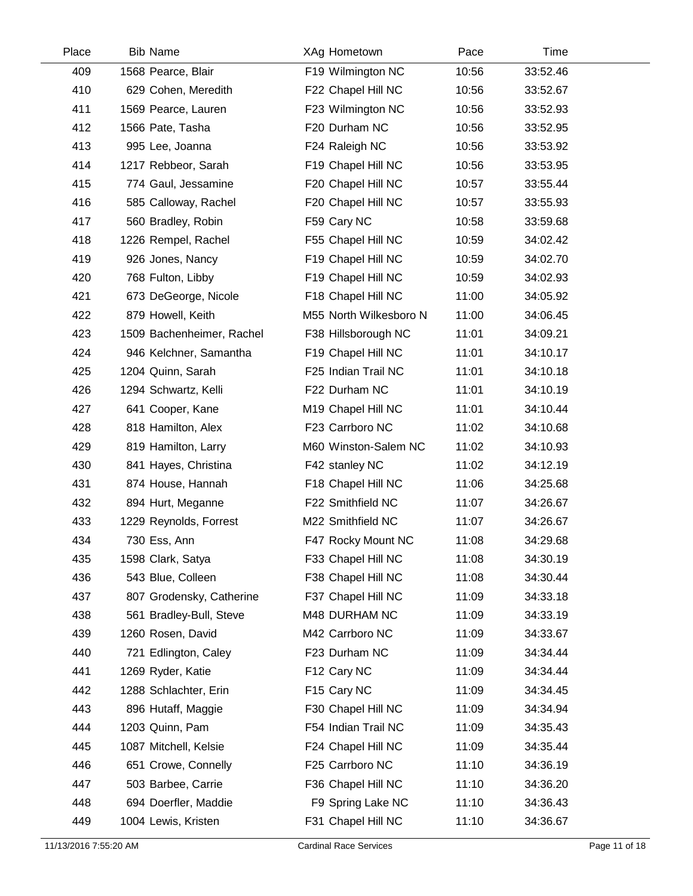| Place | Bib | Name | XAg | Hometown | Pace | Time |
|---|---|---|---|---|---|---|
| 409 | 1568 | Pearce, Blair | F19 | Wilmington NC | 10:56 | 33:52.46 |
| 410 | 629 | Cohen, Meredith | F22 | Chapel Hill NC | 10:56 | 33:52.67 |
| 411 | 1569 | Pearce, Lauren | F23 | Wilmington NC | 10:56 | 33:52.93 |
| 412 | 1566 | Pate, Tasha | F20 | Durham NC | 10:56 | 33:52.95 |
| 413 | 995 | Lee, Joanna | F24 | Raleigh NC | 10:56 | 33:53.92 |
| 414 | 1217 | Rebbeor, Sarah | F19 | Chapel Hill NC | 10:56 | 33:53.95 |
| 415 | 774 | Gaul, Jessamine | F20 | Chapel Hill NC | 10:57 | 33:55.44 |
| 416 | 585 | Calloway, Rachel | F20 | Chapel Hill NC | 10:57 | 33:55.93 |
| 417 | 560 | Bradley, Robin | F59 | Cary NC | 10:58 | 33:59.68 |
| 418 | 1226 | Rempel, Rachel | F55 | Chapel Hill NC | 10:59 | 34:02.42 |
| 419 | 926 | Jones, Nancy | F19 | Chapel Hill NC | 10:59 | 34:02.70 |
| 420 | 768 | Fulton, Libby | F19 | Chapel Hill NC | 10:59 | 34:02.93 |
| 421 | 673 | DeGeorge, Nicole | F18 | Chapel Hill NC | 11:00 | 34:05.92 |
| 422 | 879 | Howell, Keith | M55 | North Wilkesboro N | 11:00 | 34:06.45 |
| 423 | 1509 | Bachenheimer, Rachel | F38 | Hillsborough NC | 11:01 | 34:09.21 |
| 424 | 946 | Kelchner, Samantha | F19 | Chapel Hill NC | 11:01 | 34:10.17 |
| 425 | 1204 | Quinn, Sarah | F25 | Indian Trail NC | 11:01 | 34:10.18 |
| 426 | 1294 | Schwartz, Kelli | F22 | Durham NC | 11:01 | 34:10.19 |
| 427 | 641 | Cooper, Kane | M19 | Chapel Hill NC | 11:01 | 34:10.44 |
| 428 | 818 | Hamilton, Alex | F23 | Carrboro NC | 11:02 | 34:10.68 |
| 429 | 819 | Hamilton, Larry | M60 | Winston-Salem NC | 11:02 | 34:10.93 |
| 430 | 841 | Hayes, Christina | F42 | stanley NC | 11:02 | 34:12.19 |
| 431 | 874 | House, Hannah | F18 | Chapel Hill NC | 11:06 | 34:25.68 |
| 432 | 894 | Hurt, Meganne | F22 | Smithfield NC | 11:07 | 34:26.67 |
| 433 | 1229 | Reynolds, Forrest | M22 | Smithfield NC | 11:07 | 34:26.67 |
| 434 | 730 | Ess, Ann | F47 | Rocky Mount NC | 11:08 | 34:29.68 |
| 435 | 1598 | Clark, Satya | F33 | Chapel Hill NC | 11:08 | 34:30.19 |
| 436 | 543 | Blue, Colleen | F38 | Chapel Hill NC | 11:08 | 34:30.44 |
| 437 | 807 | Grodensky, Catherine | F37 | Chapel Hill NC | 11:09 | 34:33.18 |
| 438 | 561 | Bradley-Bull, Steve | M48 | DURHAM NC | 11:09 | 34:33.19 |
| 439 | 1260 | Rosen, David | M42 | Carrboro NC | 11:09 | 34:33.67 |
| 440 | 721 | Edlington, Caley | F23 | Durham NC | 11:09 | 34:34.44 |
| 441 | 1269 | Ryder, Katie | F12 | Cary NC | 11:09 | 34:34.44 |
| 442 | 1288 | Schlachter, Erin | F15 | Cary NC | 11:09 | 34:34.45 |
| 443 | 896 | Hutaff, Maggie | F30 | Chapel Hill NC | 11:09 | 34:34.94 |
| 444 | 1203 | Quinn, Pam | F54 | Indian Trail NC | 11:09 | 34:35.43 |
| 445 | 1087 | Mitchell, Kelsie | F24 | Chapel Hill NC | 11:09 | 34:35.44 |
| 446 | 651 | Crowe, Connelly | F25 | Carrboro NC | 11:10 | 34:36.19 |
| 447 | 503 | Barbee, Carrie | F36 | Chapel Hill NC | 11:10 | 34:36.20 |
| 448 | 694 | Doerfler, Maddie | F9 | Spring Lake NC | 11:10 | 34:36.43 |
| 449 | 1004 | Lewis, Kristen | F31 | Chapel Hill NC | 11:10 | 34:36.67 |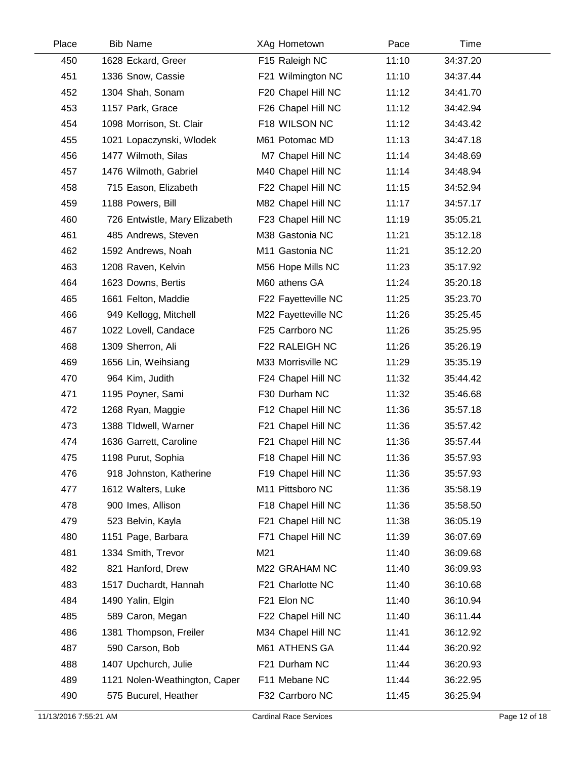| Place | Bib | Name | XAg | Hometown | Pace | Time |
|---|---|---|---|---|---|---|
| 450 | 1628 | Eckard, Greer | F15 | Raleigh NC | 11:10 | 34:37.20 |
| 451 | 1336 | Snow, Cassie | F21 | Wilmington NC | 11:10 | 34:37.44 |
| 452 | 1304 | Shah, Sonam | F20 | Chapel Hill NC | 11:12 | 34:41.70 |
| 453 | 1157 | Park, Grace | F26 | Chapel Hill NC | 11:12 | 34:42.94 |
| 454 | 1098 | Morrison, St. Clair | F18 | WILSON NC | 11:12 | 34:43.42 |
| 455 | 1021 | Lopaczynski, Wlodek | M61 | Potomac MD | 11:13 | 34:47.18 |
| 456 | 1477 | Wilmoth, Silas | M7 | Chapel Hill NC | 11:14 | 34:48.69 |
| 457 | 1476 | Wilmoth, Gabriel | M40 | Chapel Hill NC | 11:14 | 34:48.94 |
| 458 | 715 | Eason, Elizabeth | F22 | Chapel Hill NC | 11:15 | 34:52.94 |
| 459 | 1188 | Powers, Bill | M82 | Chapel Hill NC | 11:17 | 34:57.17 |
| 460 | 726 | Entwistle, Mary Elizabeth | F23 | Chapel Hill NC | 11:19 | 35:05.21 |
| 461 | 485 | Andrews, Steven | M38 | Gastonia NC | 11:21 | 35:12.18 |
| 462 | 1592 | Andrews, Noah | M11 | Gastonia NC | 11:21 | 35:12.20 |
| 463 | 1208 | Raven, Kelvin | M56 | Hope Mills NC | 11:23 | 35:17.92 |
| 464 | 1623 | Downs, Bertis | M60 | athens GA | 11:24 | 35:20.18 |
| 465 | 1661 | Felton, Maddie | F22 | Fayetteville NC | 11:25 | 35:23.70 |
| 466 | 949 | Kellogg, Mitchell | M22 | Fayetteville NC | 11:26 | 35:25.45 |
| 467 | 1022 | Lovell, Candace | F25 | Carrboro NC | 11:26 | 35:25.95 |
| 468 | 1309 | Sherron, Ali | F22 | RALEIGH NC | 11:26 | 35:26.19 |
| 469 | 1656 | Lin, Weihsiang | M33 | Morrisville NC | 11:29 | 35:35.19 |
| 470 | 964 | Kim, Judith | F24 | Chapel Hill NC | 11:32 | 35:44.42 |
| 471 | 1195 | Poyner, Sami | F30 | Durham NC | 11:32 | 35:46.68 |
| 472 | 1268 | Ryan, Maggie | F12 | Chapel Hill NC | 11:36 | 35:57.18 |
| 473 | 1388 | TIdwell, Warner | F21 | Chapel Hill NC | 11:36 | 35:57.42 |
| 474 | 1636 | Garrett, Caroline | F21 | Chapel Hill NC | 11:36 | 35:57.44 |
| 475 | 1198 | Purut, Sophia | F18 | Chapel Hill NC | 11:36 | 35:57.93 |
| 476 | 918 | Johnston, Katherine | F19 | Chapel Hill NC | 11:36 | 35:57.93 |
| 477 | 1612 | Walters, Luke | M11 | Pittsboro NC | 11:36 | 35:58.19 |
| 478 | 900 | Imes, Allison | F18 | Chapel Hill NC | 11:36 | 35:58.50 |
| 479 | 523 | Belvin, Kayla | F21 | Chapel Hill NC | 11:38 | 36:05.19 |
| 480 | 1151 | Page, Barbara | F71 | Chapel Hill NC | 11:39 | 36:07.69 |
| 481 | 1334 | Smith, Trevor | M21 | | 11:40 | 36:09.68 |
| 482 | 821 | Hanford, Drew | M22 | GRAHAM NC | 11:40 | 36:09.93 |
| 483 | 1517 | Duchardt, Hannah | F21 | Charlotte NC | 11:40 | 36:10.68 |
| 484 | 1490 | Yalin, Elgin | F21 | Elon NC | 11:40 | 36:10.94 |
| 485 | 589 | Caron, Megan | F22 | Chapel Hill NC | 11:40 | 36:11.44 |
| 486 | 1381 | Thompson, Freiler | M34 | Chapel Hill NC | 11:41 | 36:12.92 |
| 487 | 590 | Carson, Bob | M61 | ATHENS GA | 11:44 | 36:20.92 |
| 488 | 1407 | Upchurch, Julie | F21 | Durham NC | 11:44 | 36:20.93 |
| 489 | 1121 | Nolen-Weathington, Caper | F11 | Mebane NC | 11:44 | 36:22.95 |
| 490 | 575 | Bucurel, Heather | F32 | Carrboro NC | 11:45 | 36:25.94 |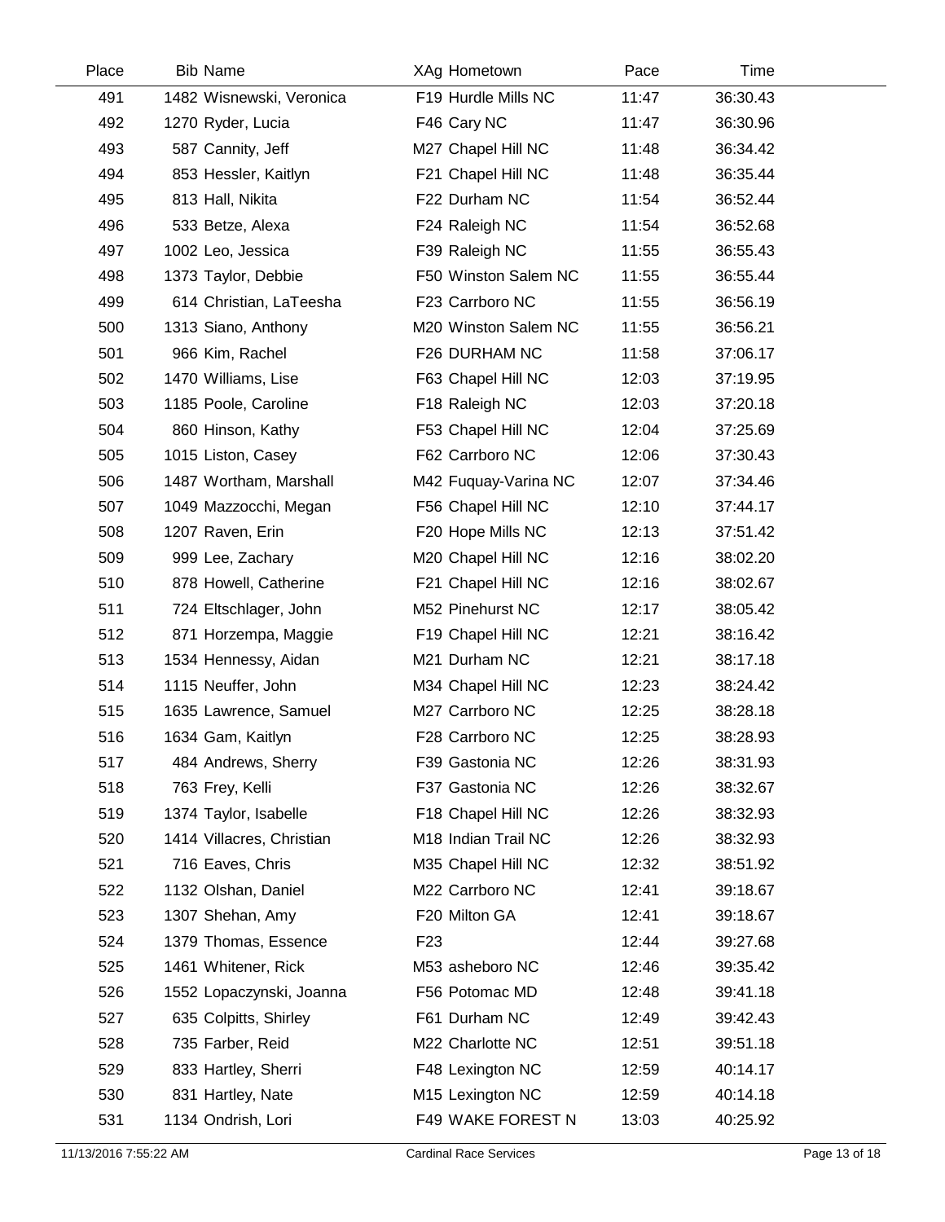| Place | Bib | Name | XAg | Hometown | Pace | Time |
|---|---|---|---|---|---|---|
| 491 | 1482 | Wisnewski, Veronica | F19 | Hurdle Mills NC | 11:47 | 36:30.43 |
| 492 | 1270 | Ryder, Lucia | F46 | Cary NC | 11:47 | 36:30.96 |
| 493 | 587 | Cannity, Jeff | M27 | Chapel Hill NC | 11:48 | 36:34.42 |
| 494 | 853 | Hessler, Kaitlyn | F21 | Chapel Hill NC | 11:48 | 36:35.44 |
| 495 | 813 | Hall, Nikita | F22 | Durham NC | 11:54 | 36:52.44 |
| 496 | 533 | Betze, Alexa | F24 | Raleigh NC | 11:54 | 36:52.68 |
| 497 | 1002 | Leo, Jessica | F39 | Raleigh NC | 11:55 | 36:55.43 |
| 498 | 1373 | Taylor, Debbie | F50 | Winston Salem NC | 11:55 | 36:55.44 |
| 499 | 614 | Christian, LaTeesha | F23 | Carrboro NC | 11:55 | 36:56.19 |
| 500 | 1313 | Siano, Anthony | M20 | Winston Salem NC | 11:55 | 36:56.21 |
| 501 | 966 | Kim, Rachel | F26 | DURHAM NC | 11:58 | 37:06.17 |
| 502 | 1470 | Williams, Lise | F63 | Chapel Hill NC | 12:03 | 37:19.95 |
| 503 | 1185 | Poole, Caroline | F18 | Raleigh NC | 12:03 | 37:20.18 |
| 504 | 860 | Hinson, Kathy | F53 | Chapel Hill NC | 12:04 | 37:25.69 |
| 505 | 1015 | Liston, Casey | F62 | Carrboro NC | 12:06 | 37:30.43 |
| 506 | 1487 | Wortham, Marshall | M42 | Fuquay-Varina NC | 12:07 | 37:34.46 |
| 507 | 1049 | Mazzocchi, Megan | F56 | Chapel Hill NC | 12:10 | 37:44.17 |
| 508 | 1207 | Raven, Erin | F20 | Hope Mills NC | 12:13 | 37:51.42 |
| 509 | 999 | Lee, Zachary | M20 | Chapel Hill NC | 12:16 | 38:02.20 |
| 510 | 878 | Howell, Catherine | F21 | Chapel Hill NC | 12:16 | 38:02.67 |
| 511 | 724 | Eltschlager, John | M52 | Pinehurst NC | 12:17 | 38:05.42 |
| 512 | 871 | Horzempa, Maggie | F19 | Chapel Hill NC | 12:21 | 38:16.42 |
| 513 | 1534 | Hennessy, Aidan | M21 | Durham NC | 12:21 | 38:17.18 |
| 514 | 1115 | Neuffer, John | M34 | Chapel Hill NC | 12:23 | 38:24.42 |
| 515 | 1635 | Lawrence, Samuel | M27 | Carrboro NC | 12:25 | 38:28.18 |
| 516 | 1634 | Gam, Kaitlyn | F28 | Carrboro NC | 12:25 | 38:28.93 |
| 517 | 484 | Andrews, Sherry | F39 | Gastonia NC | 12:26 | 38:31.93 |
| 518 | 763 | Frey, Kelli | F37 | Gastonia NC | 12:26 | 38:32.67 |
| 519 | 1374 | Taylor, Isabelle | F18 | Chapel Hill NC | 12:26 | 38:32.93 |
| 520 | 1414 | Villacres, Christian | M18 | Indian Trail NC | 12:26 | 38:32.93 |
| 521 | 716 | Eaves, Chris | M35 | Chapel Hill NC | 12:32 | 38:51.92 |
| 522 | 1132 | Olshan, Daniel | M22 | Carrboro NC | 12:41 | 39:18.67 |
| 523 | 1307 | Shehan, Amy | F20 | Milton GA | 12:41 | 39:18.67 |
| 524 | 1379 | Thomas, Essence | F23 | | 12:44 | 39:27.68 |
| 525 | 1461 | Whitener, Rick | M53 | asheboro NC | 12:46 | 39:35.42 |
| 526 | 1552 | Lopaczynski, Joanna | F56 | Potomac MD | 12:48 | 39:41.18 |
| 527 | 635 | Colpitts, Shirley | F61 | Durham NC | 12:49 | 39:42.43 |
| 528 | 735 | Farber, Reid | M22 | Charlotte NC | 12:51 | 39:51.18 |
| 529 | 833 | Hartley, Sherri | F48 | Lexington NC | 12:59 | 40:14.17 |
| 530 | 831 | Hartley, Nate | M15 | Lexington NC | 12:59 | 40:14.18 |
| 531 | 1134 | Ondrish, Lori | F49 | WAKE FOREST N | 13:03 | 40:25.92 |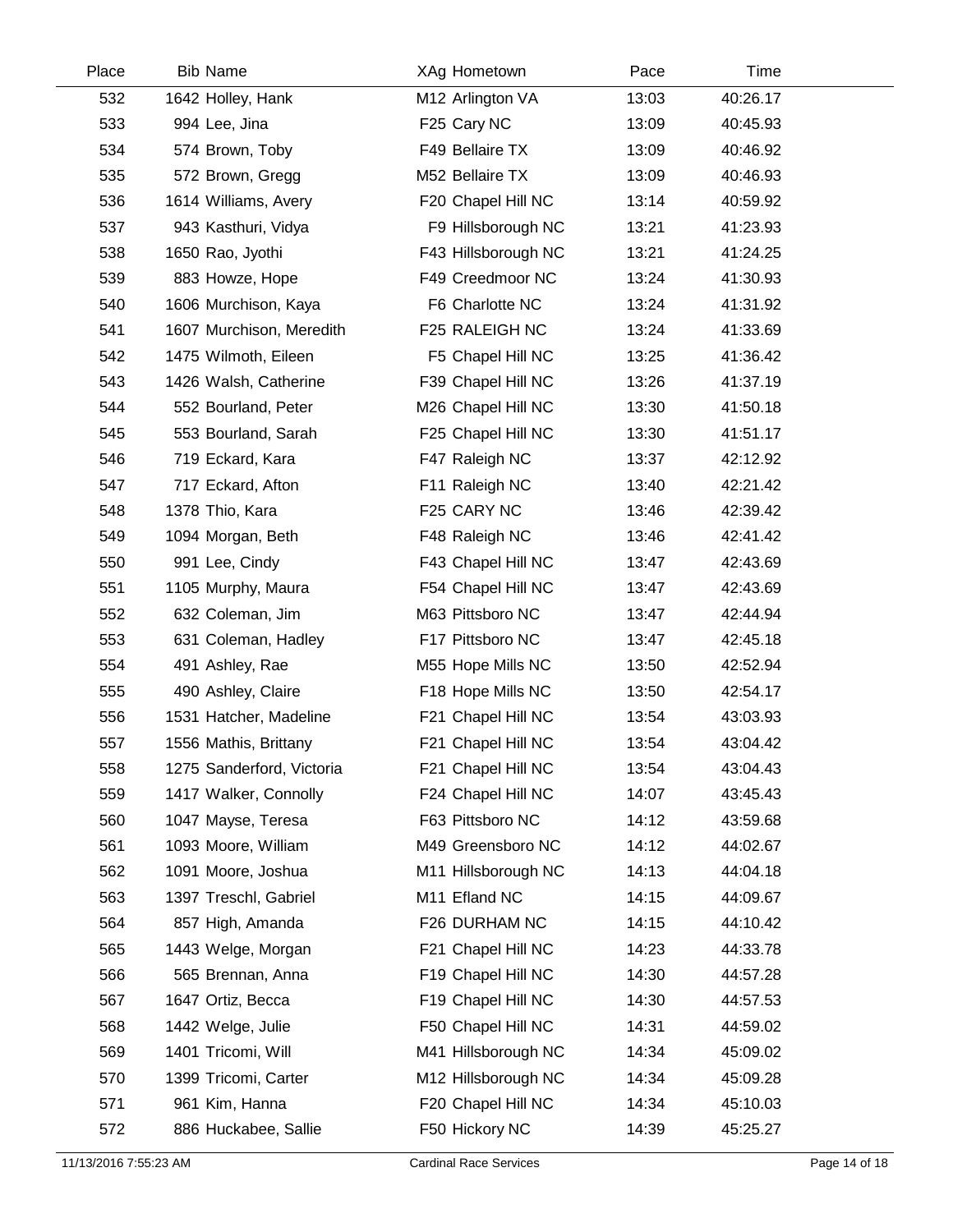| Place | Bib Name | XAg Hometown | Pace | Time |
|---|---|---|---|---|
| 532 | 1642 Holley, Hank | M12 Arlington VA | 13:03 | 40:26.17 |
| 533 | 994 Lee, Jina | F25 Cary NC | 13:09 | 40:45.93 |
| 534 | 574 Brown, Toby | F49 Bellaire TX | 13:09 | 40:46.92 |
| 535 | 572 Brown, Gregg | M52 Bellaire TX | 13:09 | 40:46.93 |
| 536 | 1614 Williams, Avery | F20 Chapel Hill NC | 13:14 | 40:59.92 |
| 537 | 943 Kasthuri, Vidya | F9 Hillsborough NC | 13:21 | 41:23.93 |
| 538 | 1650 Rao, Jyothi | F43 Hillsborough NC | 13:21 | 41:24.25 |
| 539 | 883 Howze, Hope | F49 Creedmoor NC | 13:24 | 41:30.93 |
| 540 | 1606 Murchison, Kaya | F6 Charlotte NC | 13:24 | 41:31.92 |
| 541 | 1607 Murchison, Meredith | F25 RALEIGH NC | 13:24 | 41:33.69 |
| 542 | 1475 Wilmoth, Eileen | F5 Chapel Hill NC | 13:25 | 41:36.42 |
| 543 | 1426 Walsh, Catherine | F39 Chapel Hill NC | 13:26 | 41:37.19 |
| 544 | 552 Bourland, Peter | M26 Chapel Hill NC | 13:30 | 41:50.18 |
| 545 | 553 Bourland, Sarah | F25 Chapel Hill NC | 13:30 | 41:51.17 |
| 546 | 719 Eckard, Kara | F47 Raleigh NC | 13:37 | 42:12.92 |
| 547 | 717 Eckard, Afton | F11 Raleigh NC | 13:40 | 42:21.42 |
| 548 | 1378 Thio, Kara | F25 CARY NC | 13:46 | 42:39.42 |
| 549 | 1094 Morgan, Beth | F48 Raleigh NC | 13:46 | 42:41.42 |
| 550 | 991 Lee, Cindy | F43 Chapel Hill NC | 13:47 | 42:43.69 |
| 551 | 1105 Murphy, Maura | F54 Chapel Hill NC | 13:47 | 42:43.69 |
| 552 | 632 Coleman, Jim | M63 Pittsboro NC | 13:47 | 42:44.94 |
| 553 | 631 Coleman, Hadley | F17 Pittsboro NC | 13:47 | 42:45.18 |
| 554 | 491 Ashley, Rae | M55 Hope Mills NC | 13:50 | 42:52.94 |
| 555 | 490 Ashley, Claire | F18 Hope Mills NC | 13:50 | 42:54.17 |
| 556 | 1531 Hatcher, Madeline | F21 Chapel Hill NC | 13:54 | 43:03.93 |
| 557 | 1556 Mathis, Brittany | F21 Chapel Hill NC | 13:54 | 43:04.42 |
| 558 | 1275 Sanderford, Victoria | F21 Chapel Hill NC | 13:54 | 43:04.43 |
| 559 | 1417 Walker, Connolly | F24 Chapel Hill NC | 14:07 | 43:45.43 |
| 560 | 1047 Mayse, Teresa | F63 Pittsboro NC | 14:12 | 43:59.68 |
| 561 | 1093 Moore, William | M49 Greensboro NC | 14:12 | 44:02.67 |
| 562 | 1091 Moore, Joshua | M11 Hillsborough NC | 14:13 | 44:04.18 |
| 563 | 1397 Treschl, Gabriel | M11 Efland NC | 14:15 | 44:09.67 |
| 564 | 857 High, Amanda | F26 DURHAM NC | 14:15 | 44:10.42 |
| 565 | 1443 Welge, Morgan | F21 Chapel Hill NC | 14:23 | 44:33.78 |
| 566 | 565 Brennan, Anna | F19 Chapel Hill NC | 14:30 | 44:57.28 |
| 567 | 1647 Ortiz, Becca | F19 Chapel Hill NC | 14:30 | 44:57.53 |
| 568 | 1442 Welge, Julie | F50 Chapel Hill NC | 14:31 | 44:59.02 |
| 569 | 1401 Tricomi, Will | M41 Hillsborough NC | 14:34 | 45:09.02 |
| 570 | 1399 Tricomi, Carter | M12 Hillsborough NC | 14:34 | 45:09.28 |
| 571 | 961 Kim, Hanna | F20 Chapel Hill NC | 14:34 | 45:10.03 |
| 572 | 886 Huckabee, Sallie | F50 Hickory NC | 14:39 | 45:25.27 |

11/13/2016 7:55:23 AM Cardinal Race Services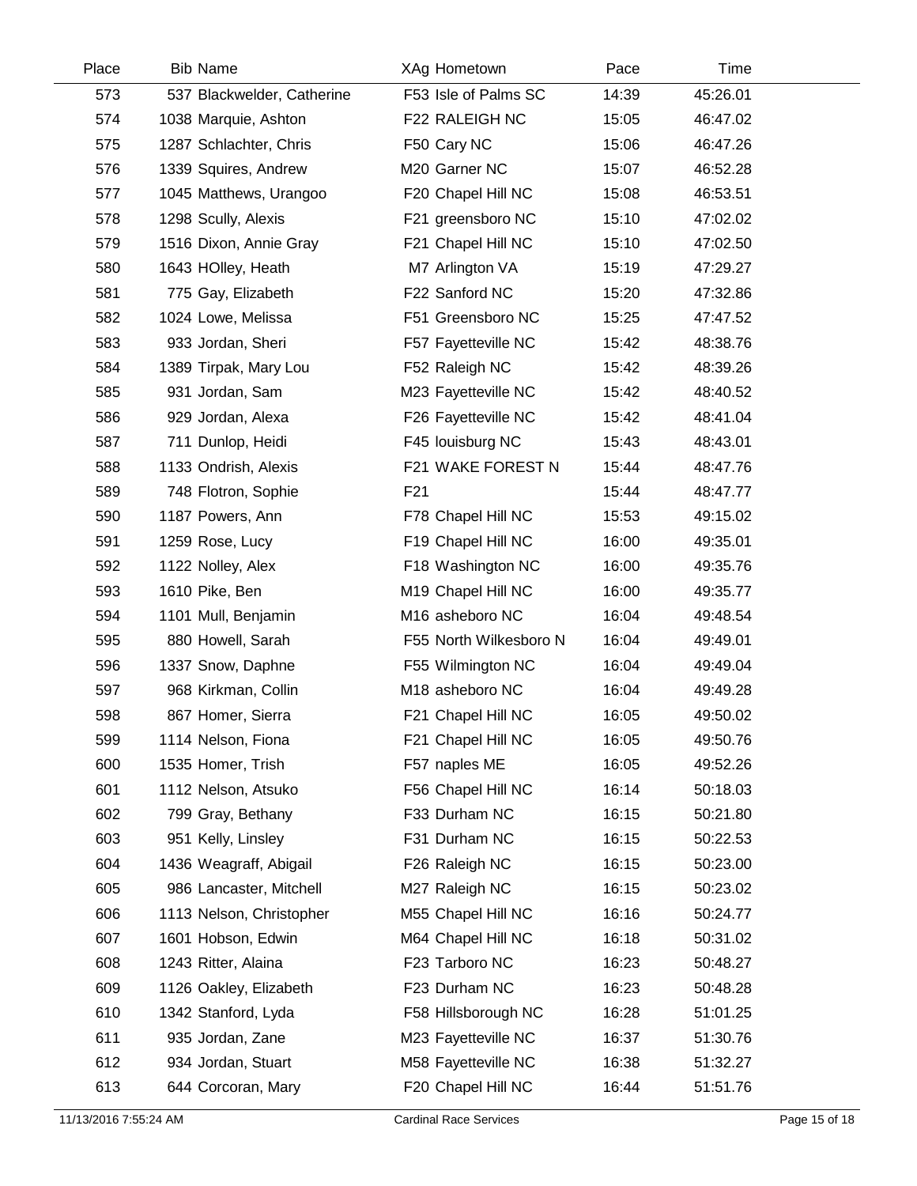| Place | Bib | Name | XAg | Hometown | Pace | Time |
|---|---|---|---|---|---|---|
| 573 | 537 | Blackwelder, Catherine | F53 | Isle of Palms SC | 14:39 | 45:26.01 |
| 574 | 1038 | Marquie, Ashton | F22 | RALEIGH NC | 15:05 | 46:47.02 |
| 575 | 1287 | Schlachter, Chris | F50 | Cary NC | 15:06 | 46:47.26 |
| 576 | 1339 | Squires, Andrew | M20 | Garner NC | 15:07 | 46:52.28 |
| 577 | 1045 | Matthews, Urangoo | F20 | Chapel Hill NC | 15:08 | 46:53.51 |
| 578 | 1298 | Scully, Alexis | F21 | greensboro NC | 15:10 | 47:02.02 |
| 579 | 1516 | Dixon, Annie Gray | F21 | Chapel Hill NC | 15:10 | 47:02.50 |
| 580 | 1643 | HOlley, Heath | M7 | Arlington VA | 15:19 | 47:29.27 |
| 581 | 775 | Gay, Elizabeth | F22 | Sanford NC | 15:20 | 47:32.86 |
| 582 | 1024 | Lowe, Melissa | F51 | Greensboro NC | 15:25 | 47:47.52 |
| 583 | 933 | Jordan, Sheri | F57 | Fayetteville NC | 15:42 | 48:38.76 |
| 584 | 1389 | Tirpak, Mary Lou | F52 | Raleigh NC | 15:42 | 48:39.26 |
| 585 | 931 | Jordan, Sam | M23 | Fayetteville NC | 15:42 | 48:40.52 |
| 586 | 929 | Jordan, Alexa | F26 | Fayetteville NC | 15:42 | 48:41.04 |
| 587 | 711 | Dunlop, Heidi | F45 | louisburg NC | 15:43 | 48:43.01 |
| 588 | 1133 | Ondrish, Alexis | F21 | WAKE FOREST N | 15:44 | 48:47.76 |
| 589 | 748 | Flotron, Sophie | F21 | | 15:44 | 48:47.77 |
| 590 | 1187 | Powers, Ann | F78 | Chapel Hill NC | 15:53 | 49:15.02 |
| 591 | 1259 | Rose, Lucy | F19 | Chapel Hill NC | 16:00 | 49:35.01 |
| 592 | 1122 | Nolley, Alex | F18 | Washington NC | 16:00 | 49:35.76 |
| 593 | 1610 | Pike, Ben | M19 | Chapel Hill NC | 16:00 | 49:35.77 |
| 594 | 1101 | Mull, Benjamin | M16 | asheboro NC | 16:04 | 49:48.54 |
| 595 | 880 | Howell, Sarah | F55 | North Wilkesboro N | 16:04 | 49:49.01 |
| 596 | 1337 | Snow, Daphne | F55 | Wilmington NC | 16:04 | 49:49.04 |
| 597 | 968 | Kirkman, Collin | M18 | asheboro NC | 16:04 | 49:49.28 |
| 598 | 867 | Homer, Sierra | F21 | Chapel Hill NC | 16:05 | 49:50.02 |
| 599 | 1114 | Nelson, Fiona | F21 | Chapel Hill NC | 16:05 | 49:50.76 |
| 600 | 1535 | Homer, Trish | F57 | naples ME | 16:05 | 49:52.26 |
| 601 | 1112 | Nelson, Atsuko | F56 | Chapel Hill NC | 16:14 | 50:18.03 |
| 602 | 799 | Gray, Bethany | F33 | Durham NC | 16:15 | 50:21.80 |
| 603 | 951 | Kelly, Linsley | F31 | Durham NC | 16:15 | 50:22.53 |
| 604 | 1436 | Weagraff, Abigail | F26 | Raleigh NC | 16:15 | 50:23.00 |
| 605 | 986 | Lancaster, Mitchell | M27 | Raleigh NC | 16:15 | 50:23.02 |
| 606 | 1113 | Nelson, Christopher | M55 | Chapel Hill NC | 16:16 | 50:24.77 |
| 607 | 1601 | Hobson, Edwin | M64 | Chapel Hill NC | 16:18 | 50:31.02 |
| 608 | 1243 | Ritter, Alaina | F23 | Tarboro NC | 16:23 | 50:48.27 |
| 609 | 1126 | Oakley, Elizabeth | F23 | Durham NC | 16:23 | 50:48.28 |
| 610 | 1342 | Stanford, Lyda | F58 | Hillsborough NC | 16:28 | 51:01.25 |
| 611 | 935 | Jordan, Zane | M23 | Fayetteville NC | 16:37 | 51:30.76 |
| 612 | 934 | Jordan, Stuart | M58 | Fayetteville NC | 16:38 | 51:32.27 |
| 613 | 644 | Corcoran, Mary | F20 | Chapel Hill NC | 16:44 | 51:51.76 |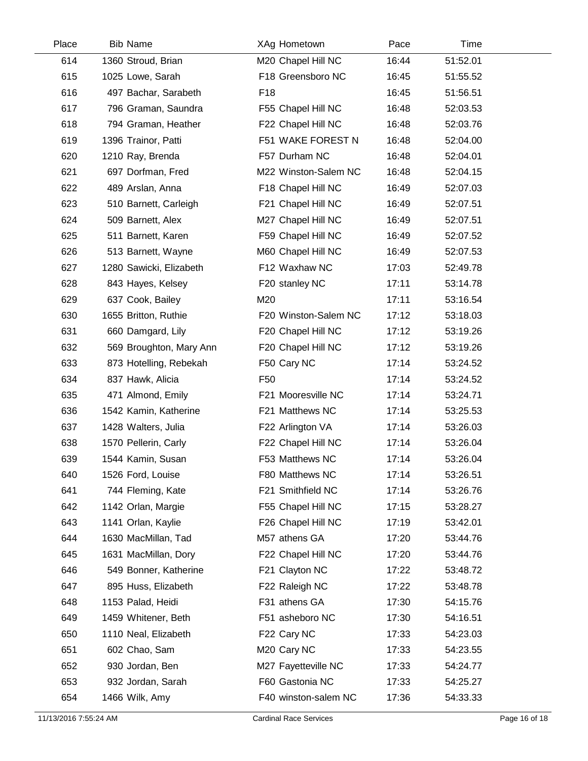| Place | Bib | Name | XAg | Hometown | Pace | Time |
|---|---|---|---|---|---|---|
| 614 | 1360 | Stroud, Brian | M20 | Chapel Hill NC | 16:44 | 51:52.01 |
| 615 | 1025 | Lowe, Sarah | F18 | Greensboro NC | 16:45 | 51:55.52 |
| 616 | 497 | Bachar, Sarabeth | F18 | | 16:45 | 51:56.51 |
| 617 | 796 | Graman, Saundra | F55 | Chapel Hill NC | 16:48 | 52:03.53 |
| 618 | 794 | Graman, Heather | F22 | Chapel Hill NC | 16:48 | 52:03.76 |
| 619 | 1396 | Trainor, Patti | F51 | WAKE FOREST N | 16:48 | 52:04.00 |
| 620 | 1210 | Ray, Brenda | F57 | Durham NC | 16:48 | 52:04.01 |
| 621 | 697 | Dorfman, Fred | M22 | Winston-Salem NC | 16:48 | 52:04.15 |
| 622 | 489 | Arslan, Anna | F18 | Chapel Hill NC | 16:49 | 52:07.03 |
| 623 | 510 | Barnett, Carleigh | F21 | Chapel Hill NC | 16:49 | 52:07.51 |
| 624 | 509 | Barnett, Alex | M27 | Chapel Hill NC | 16:49 | 52:07.51 |
| 625 | 511 | Barnett, Karen | F59 | Chapel Hill NC | 16:49 | 52:07.52 |
| 626 | 513 | Barnett, Wayne | M60 | Chapel Hill NC | 16:49 | 52:07.53 |
| 627 | 1280 | Sawicki, Elizabeth | F12 | Waxhaw NC | 17:03 | 52:49.78 |
| 628 | 843 | Hayes, Kelsey | F20 | stanley NC | 17:11 | 53:14.78 |
| 629 | 637 | Cook, Bailey | M20 | | 17:11 | 53:16.54 |
| 630 | 1655 | Britton, Ruthie | F20 | Winston-Salem NC | 17:12 | 53:18.03 |
| 631 | 660 | Damgard, Lily | F20 | Chapel Hill NC | 17:12 | 53:19.26 |
| 632 | 569 | Broughton, Mary Ann | F20 | Chapel Hill NC | 17:12 | 53:19.26 |
| 633 | 873 | Hotelling, Rebekah | F50 | Cary NC | 17:14 | 53:24.52 |
| 634 | 837 | Hawk, Alicia | F50 | | 17:14 | 53:24.52 |
| 635 | 471 | Almond, Emily | F21 | Mooresville NC | 17:14 | 53:24.71 |
| 636 | 1542 | Kamin, Katherine | F21 | Matthews NC | 17:14 | 53:25.53 |
| 637 | 1428 | Walters, Julia | F22 | Arlington VA | 17:14 | 53:26.03 |
| 638 | 1570 | Pellerin, Carly | F22 | Chapel Hill NC | 17:14 | 53:26.04 |
| 639 | 1544 | Kamin, Susan | F53 | Matthews NC | 17:14 | 53:26.04 |
| 640 | 1526 | Ford, Louise | F80 | Matthews NC | 17:14 | 53:26.51 |
| 641 | 744 | Fleming, Kate | F21 | Smithfield NC | 17:14 | 53:26.76 |
| 642 | 1142 | Orlan, Margie | F55 | Chapel Hill NC | 17:15 | 53:28.27 |
| 643 | 1141 | Orlan, Kaylie | F26 | Chapel Hill NC | 17:19 | 53:42.01 |
| 644 | 1630 | MacMillan, Tad | M57 | athens GA | 17:20 | 53:44.76 |
| 645 | 1631 | MacMillan, Dory | F22 | Chapel Hill NC | 17:20 | 53:44.76 |
| 646 | 549 | Bonner, Katherine | F21 | Clayton NC | 17:22 | 53:48.72 |
| 647 | 895 | Huss, Elizabeth | F22 | Raleigh NC | 17:22 | 53:48.78 |
| 648 | 1153 | Palad, Heidi | F31 | athens GA | 17:30 | 54:15.76 |
| 649 | 1459 | Whitener, Beth | F51 | asheboro NC | 17:30 | 54:16.51 |
| 650 | 1110 | Neal, Elizabeth | F22 | Cary NC | 17:33 | 54:23.03 |
| 651 | 602 | Chao, Sam | M20 | Cary NC | 17:33 | 54:23.55 |
| 652 | 930 | Jordan, Ben | M27 | Fayetteville NC | 17:33 | 54:24.77 |
| 653 | 932 | Jordan, Sarah | F60 | Gastonia NC | 17:33 | 54:25.27 |
| 654 | 1466 | Wilk, Amy | F40 | winston-salem NC | 17:36 | 54:33.33 |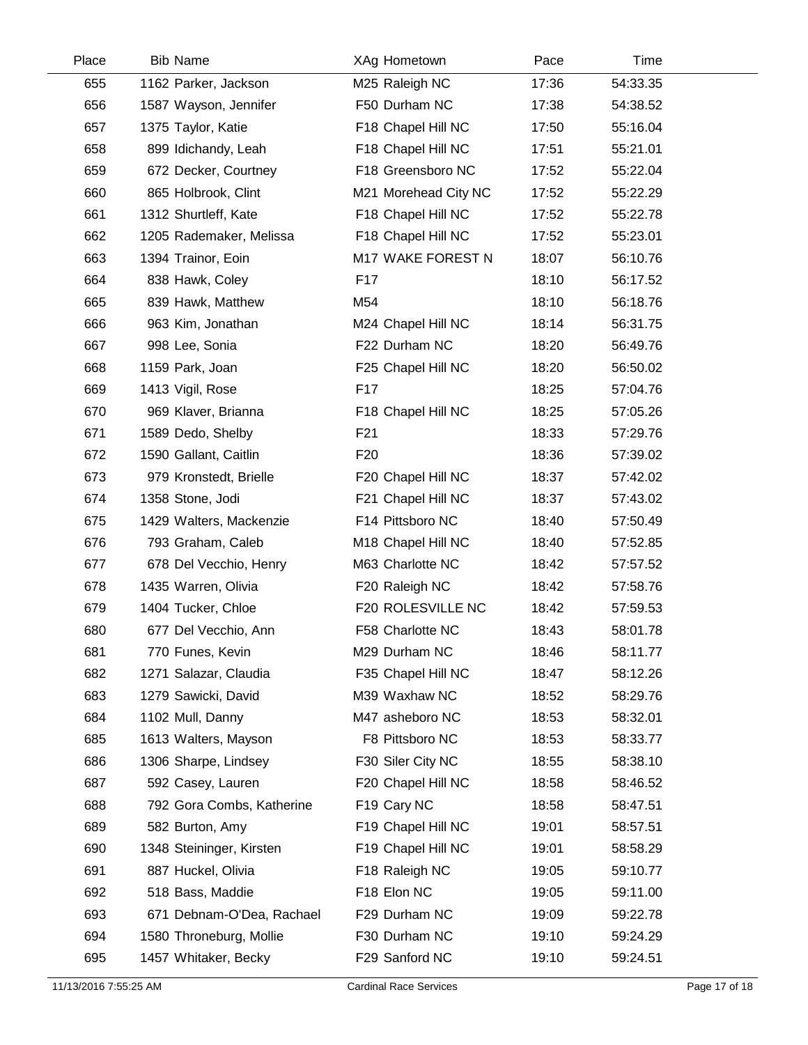| Place | Bib | Name | XAg | Hometown | Pace | Time |
|---|---|---|---|---|---|---|
| 655 | 1162 | Parker, Jackson | M25 | Raleigh NC | 17:36 | 54:33.35 |
| 656 | 1587 | Wayson, Jennifer | F50 | Durham NC | 17:38 | 54:38.52 |
| 657 | 1375 | Taylor, Katie | F18 | Chapel Hill NC | 17:50 | 55:16.04 |
| 658 | 899 | Idichandy, Leah | F18 | Chapel Hill NC | 17:51 | 55:21.01 |
| 659 | 672 | Decker, Courtney | F18 | Greensboro NC | 17:52 | 55:22.04 |
| 660 | 865 | Holbrook, Clint | M21 | Morehead City NC | 17:52 | 55:22.29 |
| 661 | 1312 | Shurtleff, Kate | F18 | Chapel Hill NC | 17:52 | 55:22.78 |
| 662 | 1205 | Rademaker, Melissa | F18 | Chapel Hill NC | 17:52 | 55:23.01 |
| 663 | 1394 | Trainor, Eoin | M17 | WAKE FOREST N | 18:07 | 56:10.76 |
| 664 | 838 | Hawk, Coley | F17 | | 18:10 | 56:17.52 |
| 665 | 839 | Hawk, Matthew | M54 | | 18:10 | 56:18.76 |
| 666 | 963 | Kim, Jonathan | M24 | Chapel Hill NC | 18:14 | 56:31.75 |
| 667 | 998 | Lee, Sonia | F22 | Durham NC | 18:20 | 56:49.76 |
| 668 | 1159 | Park, Joan | F25 | Chapel Hill NC | 18:20 | 56:50.02 |
| 669 | 1413 | Vigil, Rose | F17 | | 18:25 | 57:04.76 |
| 670 | 969 | Klaver, Brianna | F18 | Chapel Hill NC | 18:25 | 57:05.26 |
| 671 | 1589 | Dedo, Shelby | F21 | | 18:33 | 57:29.76 |
| 672 | 1590 | Gallant, Caitlin | F20 | | 18:36 | 57:39.02 |
| 673 | 979 | Kronstedt, Brielle | F20 | Chapel Hill NC | 18:37 | 57:42.02 |
| 674 | 1358 | Stone, Jodi | F21 | Chapel Hill NC | 18:37 | 57:43.02 |
| 675 | 1429 | Walters, Mackenzie | F14 | Pittsboro NC | 18:40 | 57:50.49 |
| 676 | 793 | Graham, Caleb | M18 | Chapel Hill NC | 18:40 | 57:52.85 |
| 677 | 678 | Del Vecchio, Henry | M63 | Charlotte NC | 18:42 | 57:57.52 |
| 678 | 1435 | Warren, Olivia | F20 | Raleigh NC | 18:42 | 57:58.76 |
| 679 | 1404 | Tucker, Chloe | F20 | ROLESVILLE NC | 18:42 | 57:59.53 |
| 680 | 677 | Del Vecchio, Ann | F58 | Charlotte NC | 18:43 | 58:01.78 |
| 681 | 770 | Funes, Kevin | M29 | Durham NC | 18:46 | 58:11.77 |
| 682 | 1271 | Salazar, Claudia | F35 | Chapel Hill NC | 18:47 | 58:12.26 |
| 683 | 1279 | Sawicki, David | M39 | Waxhaw NC | 18:52 | 58:29.76 |
| 684 | 1102 | Mull, Danny | M47 | asheboro NC | 18:53 | 58:32.01 |
| 685 | 1613 | Walters, Mayson | F8 | Pittsboro NC | 18:53 | 58:33.77 |
| 686 | 1306 | Sharpe, Lindsey | F30 | Siler City NC | 18:55 | 58:38.10 |
| 687 | 592 | Casey, Lauren | F20 | Chapel Hill NC | 18:58 | 58:46.52 |
| 688 | 792 | Gora Combs, Katherine | F19 | Cary NC | 18:58 | 58:47.51 |
| 689 | 582 | Burton, Amy | F19 | Chapel Hill NC | 19:01 | 58:57.51 |
| 690 | 1348 | Steininger, Kirsten | F19 | Chapel Hill NC | 19:01 | 58:58.29 |
| 691 | 887 | Huckel, Olivia | F18 | Raleigh NC | 19:05 | 59:10.77 |
| 692 | 518 | Bass, Maddie | F18 | Elon NC | 19:05 | 59:11.00 |
| 693 | 671 | Debnam-O'Dea, Rachael | F29 | Durham NC | 19:09 | 59:22.78 |
| 694 | 1580 | Throneburg, Mollie | F30 | Durham NC | 19:10 | 59:24.29 |
| 695 | 1457 | Whitaker, Becky | F29 | Sanford NC | 19:10 | 59:24.51 |

11/13/2016 7:55:25 AM Cardinal Race Services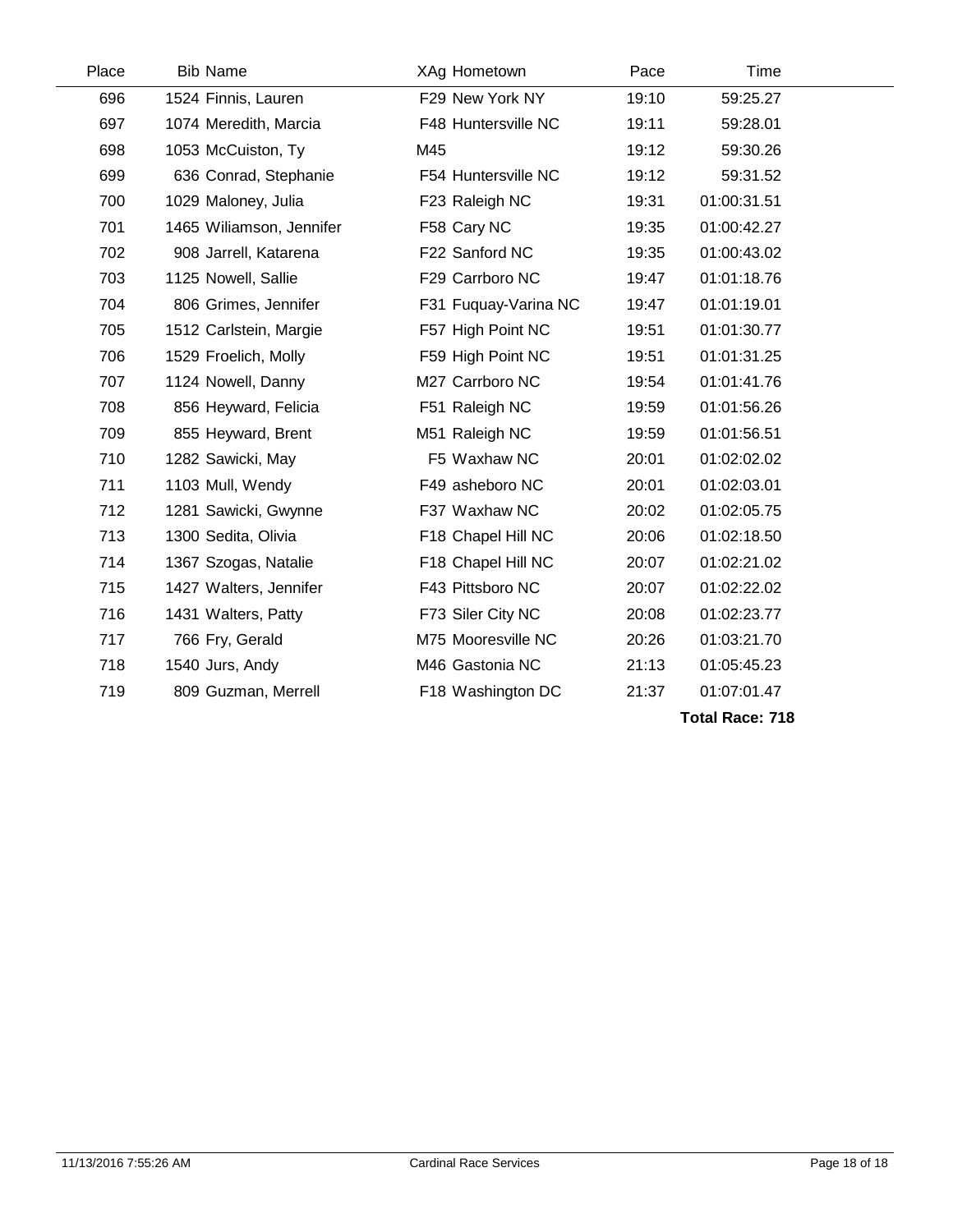| Place | Bib | Name | XAg | Hometown | Pace | Time |
|---|---|---|---|---|---|---|
| 696 | 1524 | Finnis, Lauren | F29 | New York NY | 19:10 | 59:25.27 |
| 697 | 1074 | Meredith, Marcia | F48 | Huntersville NC | 19:11 | 59:28.01 |
| 698 | 1053 | McCuiston, Ty | M45 | | 19:12 | 59:30.26 |
| 699 | 636 | Conrad, Stephanie | F54 | Huntersville NC | 19:12 | 59:31.52 |
| 700 | 1029 | Maloney, Julia | F23 | Raleigh NC | 19:31 | 01:00:31.51 |
| 701 | 1465 | Wiliamson, Jennifer | F58 | Cary NC | 19:35 | 01:00:42.27 |
| 702 | 908 | Jarrell, Katarena | F22 | Sanford NC | 19:35 | 01:00:43.02 |
| 703 | 1125 | Nowell, Sallie | F29 | Carrboro NC | 19:47 | 01:01:18.76 |
| 704 | 806 | Grimes, Jennifer | F31 | Fuquay-Varina NC | 19:47 | 01:01:19.01 |
| 705 | 1512 | Carlstein, Margie | F57 | High Point NC | 19:51 | 01:01:30.77 |
| 706 | 1529 | Froelich, Molly | F59 | High Point NC | 19:51 | 01:01:31.25 |
| 707 | 1124 | Nowell, Danny | M27 | Carrboro NC | 19:54 | 01:01:41.76 |
| 708 | 856 | Heyward, Felicia | F51 | Raleigh NC | 19:59 | 01:01:56.26 |
| 709 | 855 | Heyward, Brent | M51 | Raleigh NC | 19:59 | 01:01:56.51 |
| 710 | 1282 | Sawicki, May | F5 | Waxhaw NC | 20:01 | 01:02:02.02 |
| 711 | 1103 | Mull, Wendy | F49 | asheboro NC | 20:01 | 01:02:03.01 |
| 712 | 1281 | Sawicki, Gwynne | F37 | Waxhaw NC | 20:02 | 01:02:05.75 |
| 713 | 1300 | Sedita, Olivia | F18 | Chapel Hill NC | 20:06 | 01:02:18.50 |
| 714 | 1367 | Szogas, Natalie | F18 | Chapel Hill NC | 20:07 | 01:02:21.02 |
| 715 | 1427 | Walters, Jennifer | F43 | Pittsboro NC | 20:07 | 01:02:22.02 |
| 716 | 1431 | Walters, Patty | F73 | Siler City NC | 20:08 | 01:02:23.77 |
| 717 | 766 | Fry, Gerald | M75 | Mooresville NC | 20:26 | 01:03:21.70 |
| 718 | 1540 | Jurs, Andy | M46 | Gastonia NC | 21:13 | 01:05:45.23 |
| 719 | 809 | Guzman, Merrell | F18 | Washington DC | 21:37 | 01:07:01.47 |

**Total Race: 718**

11/13/2016 7:55:26 AM Cardinal Race Services